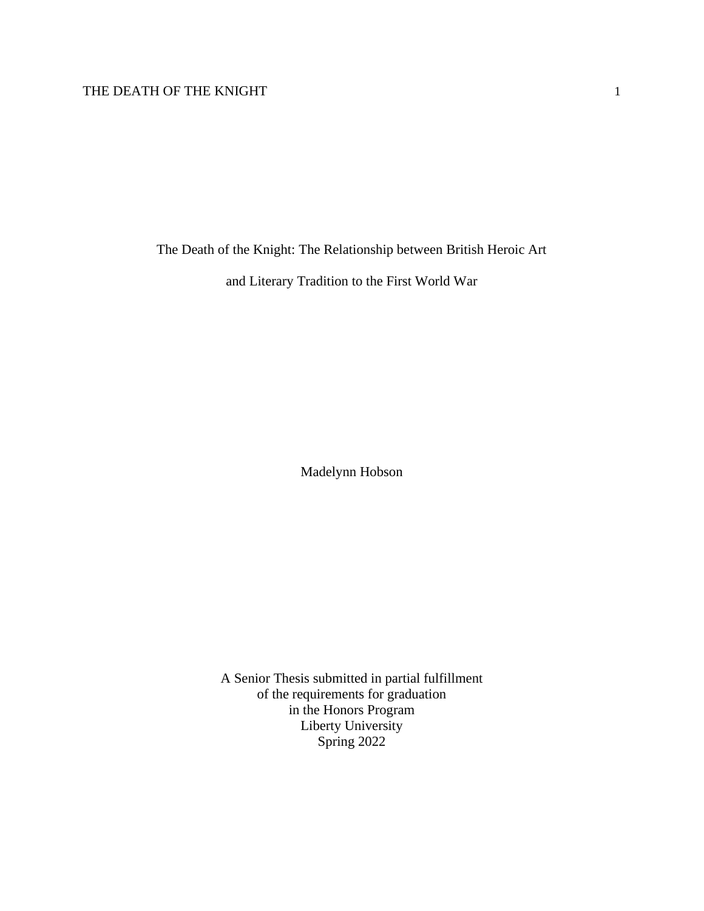# The Death of the Knight: The Relationship between British Heroic Art and Literary Tradition to the First World War

Madelynn Hobson

A Senior Thesis submitted in partial fulfillment
of the requirements for graduation
in the Honors Program
Liberty University
Spring 2022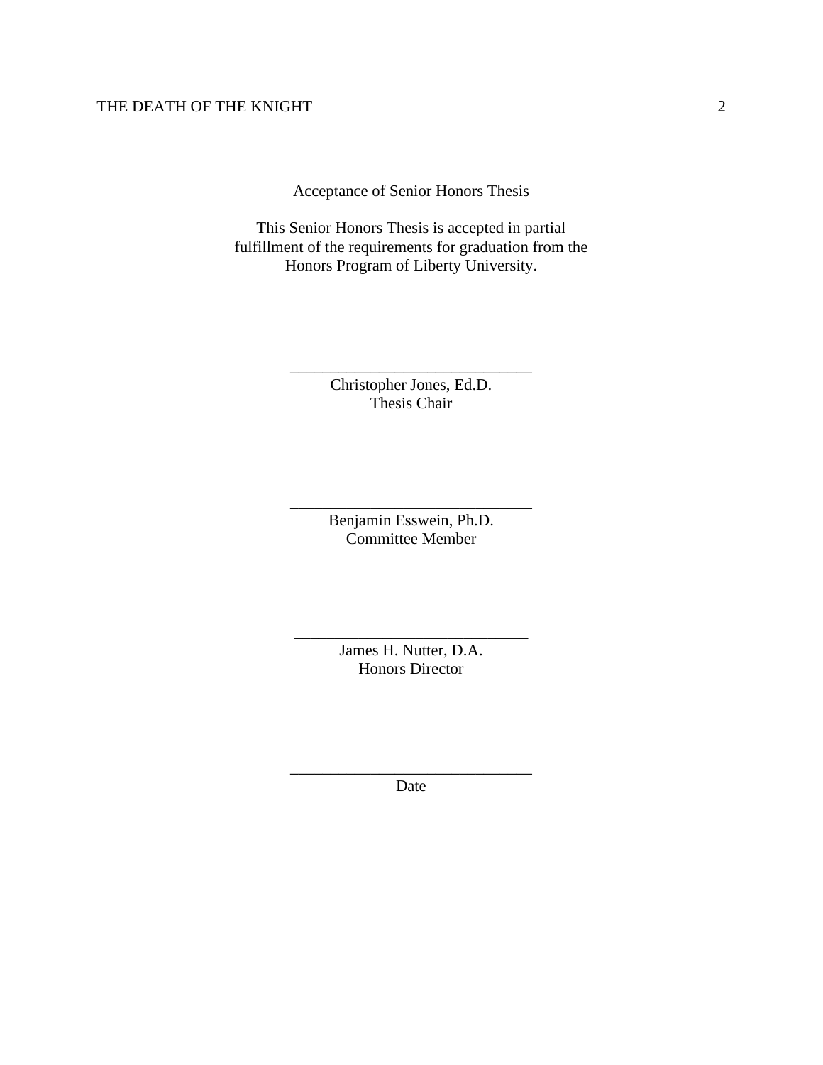Acceptance of Senior Honors Thesis

This Senior Honors Thesis is accepted in partial fulfillment of the requirements for graduation from the Honors Program of Liberty University.

______________________________
Christopher Jones, Ed.D.
Thesis Chair

______________________________
Benjamin Esswein, Ph.D.
Committee Member

______________________________
James H. Nutter, D.A.
Honors Director

______________________________
Date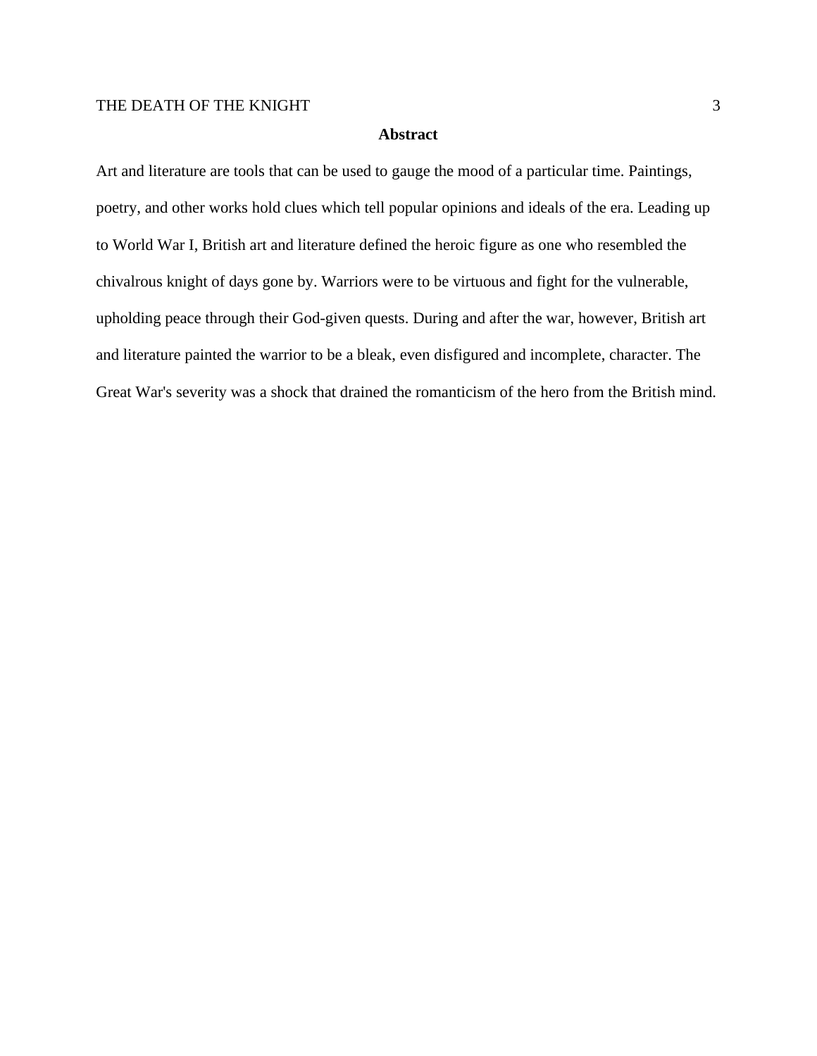# Abstract

Art and literature are tools that can be used to gauge the mood of a particular time. Paintings, poetry, and other works hold clues which tell popular opinions and ideals of the era. Leading up to World War I, British art and literature defined the heroic figure as one who resembled the chivalrous knight of days gone by. Warriors were to be virtuous and fight for the vulnerable, upholding peace through their God-given quests. During and after the war, however, British art and literature painted the warrior to be a bleak, even disfigured and incomplete, character. The Great War's severity was a shock that drained the romanticism of the hero from the British mind.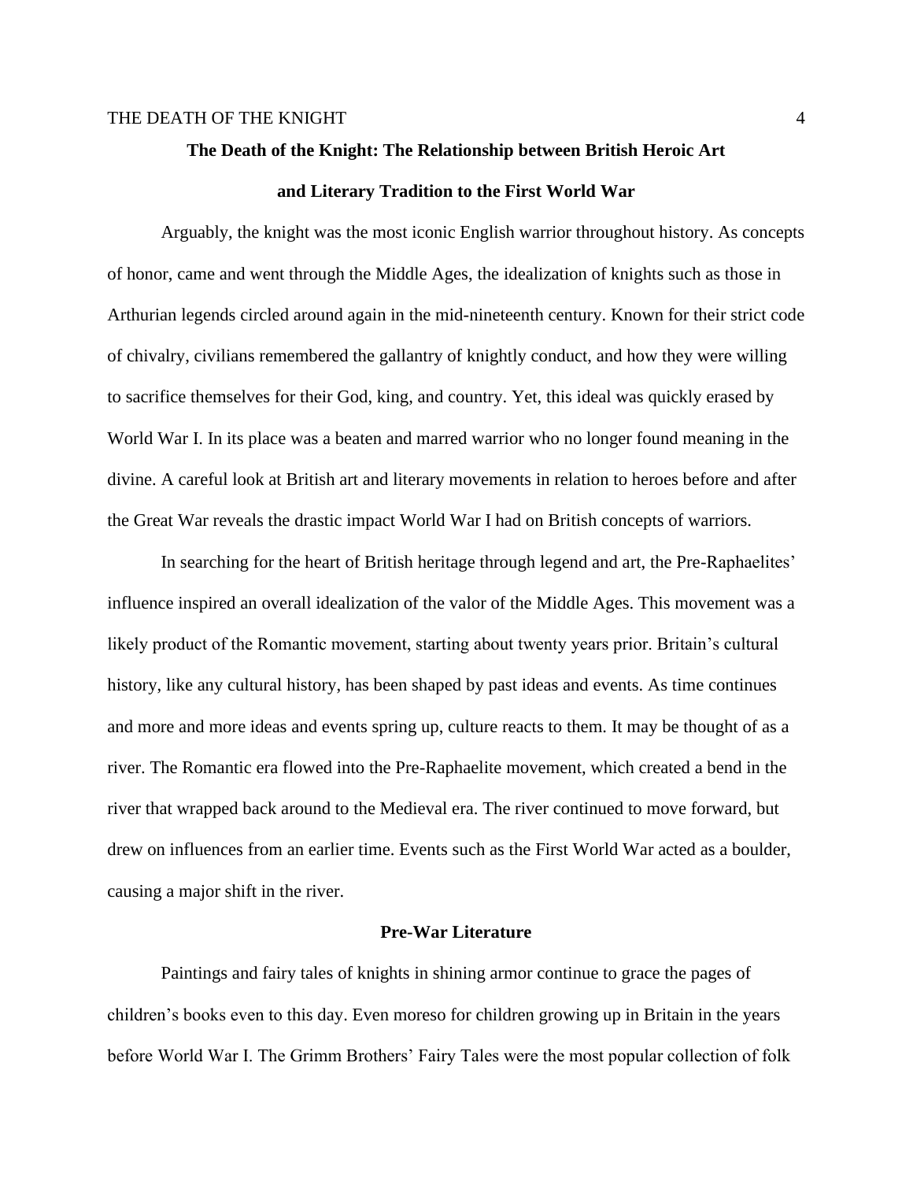**The Death of the Knight: The Relationship between British Heroic Art and Literary Tradition to the First World War**

Arguably, the knight was the most iconic English warrior throughout history. As concepts of honor, came and went through the Middle Ages, the idealization of knights such as those in Arthurian legends circled around again in the mid-nineteenth century. Known for their strict code of chivalry, civilians remembered the gallantry of knightly conduct, and how they were willing to sacrifice themselves for their God, king, and country. Yet, this ideal was quickly erased by World War I. In its place was a beaten and marred warrior who no longer found meaning in the divine. A careful look at British art and literary movements in relation to heroes before and after the Great War reveals the drastic impact World War I had on British concepts of warriors.

In searching for the heart of British heritage through legend and art, the Pre-Raphaelites' influence inspired an overall idealization of the valor of the Middle Ages. This movement was a likely product of the Romantic movement, starting about twenty years prior. Britain's cultural history, like any cultural history, has been shaped by past ideas and events. As time continues and more and more ideas and events spring up, culture reacts to them. It may be thought of as a river. The Romantic era flowed into the Pre-Raphaelite movement, which created a bend in the river that wrapped back around to the Medieval era. The river continued to move forward, but drew on influences from an earlier time. Events such as the First World War acted as a boulder, causing a major shift in the river.

## Pre-War Literature

Paintings and fairy tales of knights in shining armor continue to grace the pages of children's books even to this day. Even moreso for children growing up in Britain in the years before World War I. The Grimm Brothers' Fairy Tales were the most popular collection of folk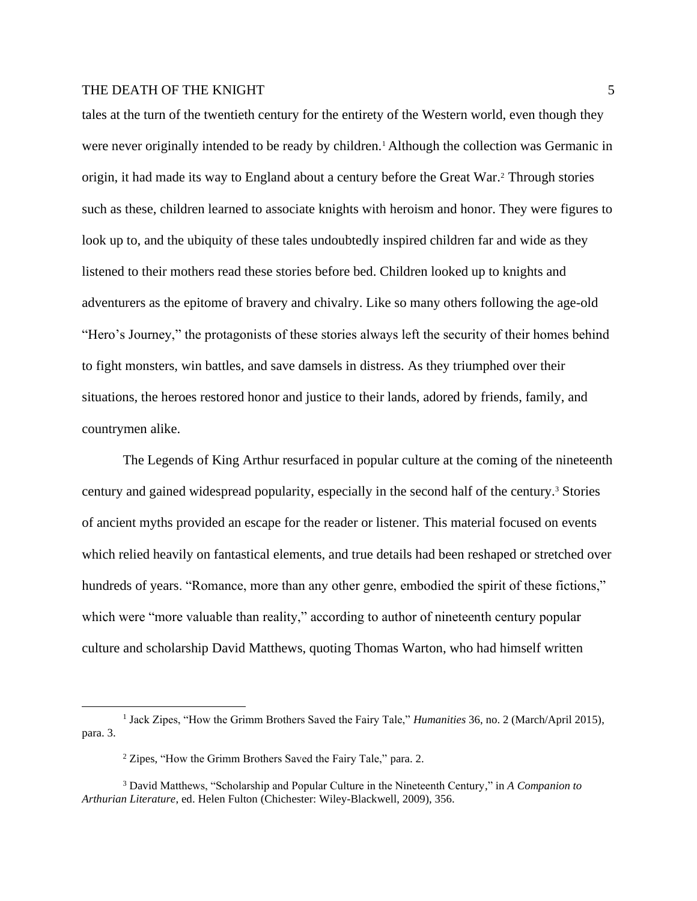tales at the turn of the twentieth century for the entirety of the Western world, even though they were never originally intended to be ready by children.[1] Although the collection was Germanic in origin, it had made its way to England about a century before the Great War.[2] Through stories such as these, children learned to associate knights with heroism and honor. They were figures to look up to, and the ubiquity of these tales undoubtedly inspired children far and wide as they listened to their mothers read these stories before bed. Children looked up to knights and adventurers as the epitome of bravery and chivalry. Like so many others following the age-old "Hero's Journey," the protagonists of these stories always left the security of their homes behind to fight monsters, win battles, and save damsels in distress. As they triumphed over their situations, the heroes restored honor and justice to their lands, adored by friends, family, and countrymen alike.

The Legends of King Arthur resurfaced in popular culture at the coming of the nineteenth century and gained widespread popularity, especially in the second half of the century.[3] Stories of ancient myths provided an escape for the reader or listener. This material focused on events which relied heavily on fantastical elements, and true details had been reshaped or stretched over hundreds of years. "Romance, more than any other genre, embodied the spirit of these fictions," which were "more valuable than reality," according to author of nineteenth century popular culture and scholarship David Matthews, quoting Thomas Warton, who had himself written

---

[1] Jack Zipes, "How the Grimm Brothers Saved the Fairy Tale," *Humanities* 36, no. 2 (March/April 2015), para. 3.

[2] Zipes, "How the Grimm Brothers Saved the Fairy Tale," para. 2.

[3] David Matthews, "Scholarship and Popular Culture in the Nineteenth Century," in *A Companion to Arthurian Literature*, ed. Helen Fulton (Chichester: Wiley-Blackwell, 2009), 356.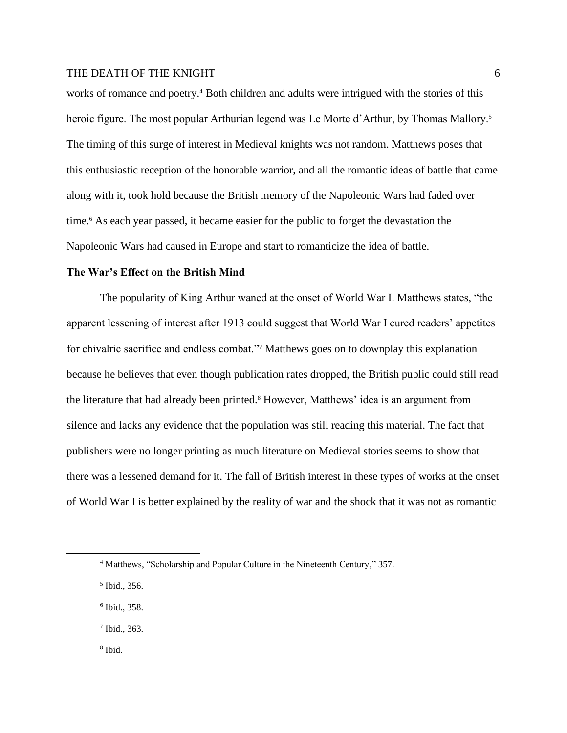works of romance and poetry.[4] Both children and adults were intrigued with the stories of this heroic figure. The most popular Arthurian legend was Le Morte d'Arthur, by Thomas Mallory.[5] The timing of this surge of interest in Medieval knights was not random. Matthews poses that this enthusiastic reception of the honorable warrior, and all the romantic ideas of battle that came along with it, took hold because the British memory of the Napoleonic Wars had faded over time.[6] As each year passed, it became easier for the public to forget the devastation the Napoleonic Wars had caused in Europe and start to romanticize the idea of battle.

**The War's Effect on the British Mind**

The popularity of King Arthur waned at the onset of World War I. Matthews states, "the apparent lessening of interest after 1913 could suggest that World War I cured readers' appetites for chivalric sacrifice and endless combat."[7] Matthews goes on to downplay this explanation because he believes that even though publication rates dropped, the British public could still read the literature that had already been printed.[8] However, Matthews' idea is an argument from silence and lacks any evidence that the population was still reading this material. The fact that publishers were no longer printing as much literature on Medieval stories seems to show that there was a lessened demand for it. The fall of British interest in these types of works at the onset of World War I is better explained by the reality of war and the shock that it was not as romantic

[4] Matthews, "Scholarship and Popular Culture in the Nineteenth Century," 357.

[5] Ibid., 356.

[6] Ibid., 358.

[7] Ibid., 363.

[8] Ibid.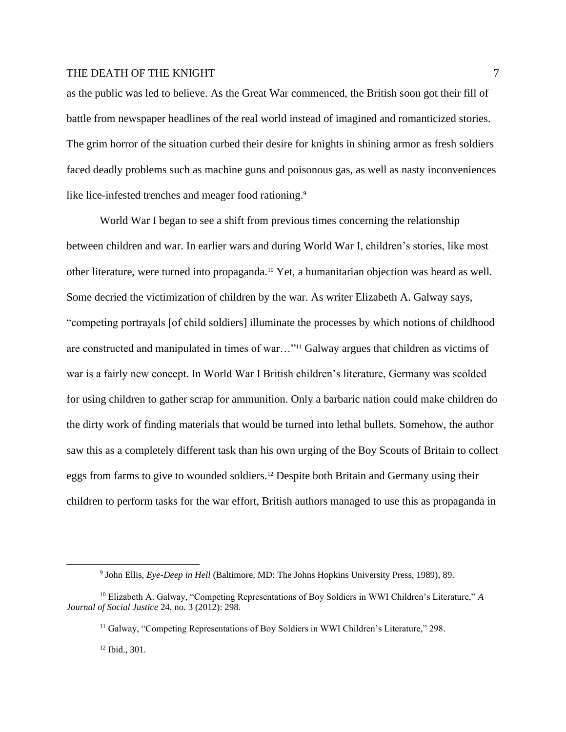as the public was led to believe. As the Great War commenced, the British soon got their fill of battle from newspaper headlines of the real world instead of imagined and romanticized stories. The grim horror of the situation curbed their desire for knights in shining armor as fresh soldiers faced deadly problems such as machine guns and poisonous gas, as well as nasty inconveniences like lice-infested trenches and meager food rationing.[9]

World War I began to see a shift from previous times concerning the relationship between children and war. In earlier wars and during World War I, children's stories, like most other literature, were turned into propaganda.[10] Yet, a humanitarian objection was heard as well. Some decried the victimization of children by the war. As writer Elizabeth A. Galway says, "competing portrayals [of child soldiers] illuminate the processes by which notions of childhood are constructed and manipulated in times of war…"[11] Galway argues that children as victims of war is a fairly new concept. In World War I British children's literature, Germany was scolded for using children to gather scrap for ammunition. Only a barbaric nation could make children do the dirty work of finding materials that would be turned into lethal bullets. Somehow, the author saw this as a completely different task than his own urging of the Boy Scouts of Britain to collect eggs from farms to give to wounded soldiers.[12] Despite both Britain and Germany using their children to perform tasks for the war effort, British authors managed to use this as propaganda in

---

[9] John Ellis, *Eye-Deep in Hell* (Baltimore, MD: The Johns Hopkins University Press, 1989), 89.

[10] Elizabeth A. Galway, "Competing Representations of Boy Soldiers in WWI Children's Literature," *A Journal of Social Justice* 24, no. 3 (2012): 298.

[11] Galway, "Competing Representations of Boy Soldiers in WWI Children's Literature," 298.

[12] Ibid., 301.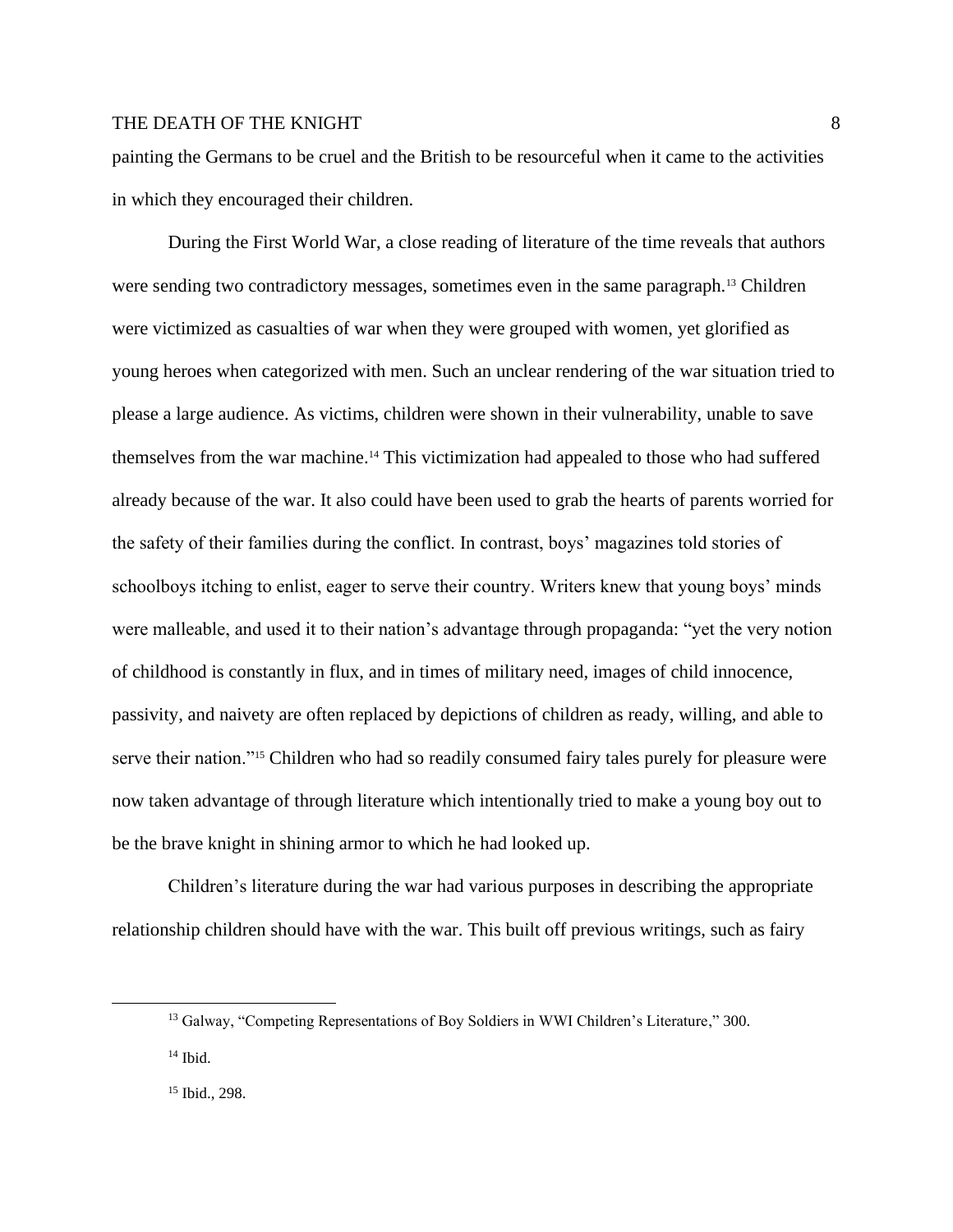painting the Germans to be cruel and the British to be resourceful when it came to the activities in which they encouraged their children.

During the First World War, a close reading of literature of the time reveals that authors were sending two contradictory messages, sometimes even in the same paragraph.[13] Children were victimized as casualties of war when they were grouped with women, yet glorified as young heroes when categorized with men. Such an unclear rendering of the war situation tried to please a large audience. As victims, children were shown in their vulnerability, unable to save themselves from the war machine.[14] This victimization had appealed to those who had suffered already because of the war. It also could have been used to grab the hearts of parents worried for the safety of their families during the conflict. In contrast, boys' magazines told stories of schoolboys itching to enlist, eager to serve their country. Writers knew that young boys' minds were malleable, and used it to their nation's advantage through propaganda: "yet the very notion of childhood is constantly in flux, and in times of military need, images of child innocence, passivity, and naivety are often replaced by depictions of children as ready, willing, and able to serve their nation."[15] Children who had so readily consumed fairy tales purely for pleasure were now taken advantage of through literature which intentionally tried to make a young boy out to be the brave knight in shining armor to which he had looked up.

Children's literature during the war had various purposes in describing the appropriate relationship children should have with the war. This built off previous writings, such as fairy

---

[13] Galway, "Competing Representations of Boy Soldiers in WWI Children's Literature," 300.

[14] Ibid.

[15] Ibid., 298.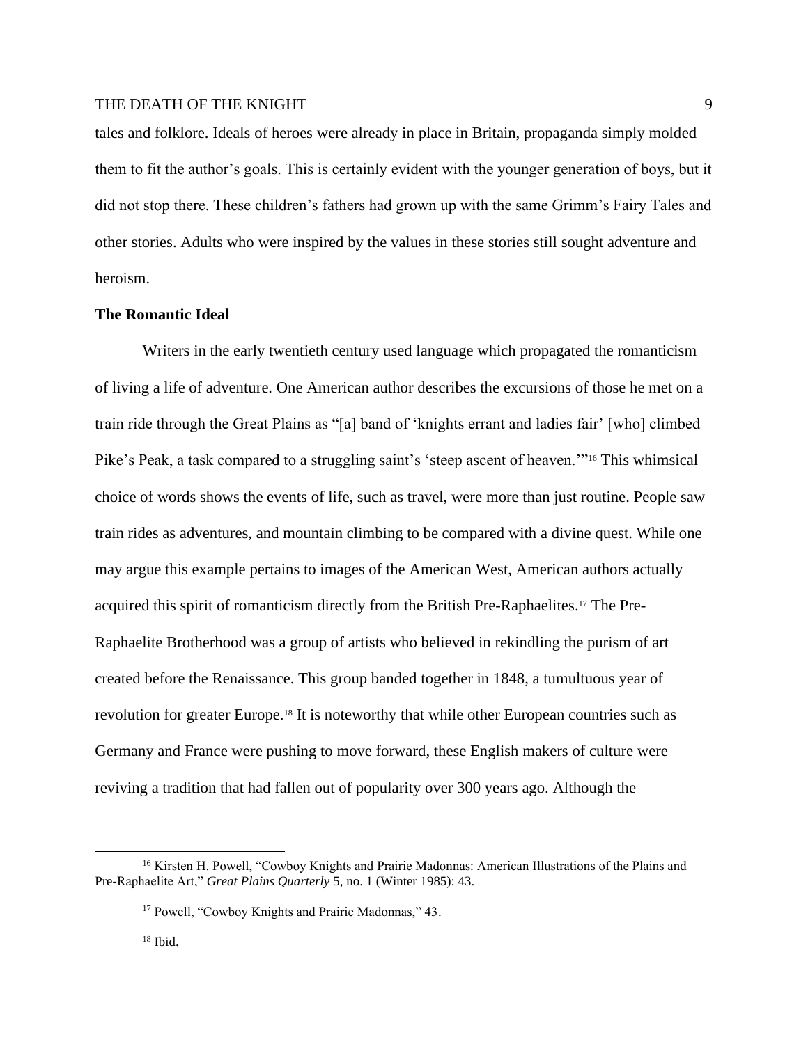tales and folklore. Ideals of heroes were already in place in Britain, propaganda simply molded them to fit the author's goals. This is certainly evident with the younger generation of boys, but it did not stop there. These children's fathers had grown up with the same Grimm's Fairy Tales and other stories. Adults who were inspired by the values in these stories still sought adventure and heroism.

**The Romantic Ideal**

Writers in the early twentieth century used language which propagated the romanticism of living a life of adventure. One American author describes the excursions of those he met on a train ride through the Great Plains as "[a] band of 'knights errant and ladies fair' [who] climbed Pike's Peak, a task compared to a struggling saint's 'steep ascent of heaven.'"[16] This whimsical choice of words shows the events of life, such as travel, were more than just routine. People saw train rides as adventures, and mountain climbing to be compared with a divine quest. While one may argue this example pertains to images of the American West, American authors actually acquired this spirit of romanticism directly from the British Pre-Raphaelites.[17] The Pre-Raphaelite Brotherhood was a group of artists who believed in rekindling the purism of art created before the Renaissance. This group banded together in 1848, a tumultuous year of revolution for greater Europe.[18] It is noteworthy that while other European countries such as Germany and France were pushing to move forward, these English makers of culture were reviving a tradition that had fallen out of popularity over 300 years ago. Although the

---

[16] Kirsten H. Powell, "Cowboy Knights and Prairie Madonnas: American Illustrations of the Plains and Pre-Raphaelite Art," *Great Plains Quarterly* 5, no. 1 (Winter 1985): 43.

[17] Powell, "Cowboy Knights and Prairie Madonnas," 43.

[18] Ibid.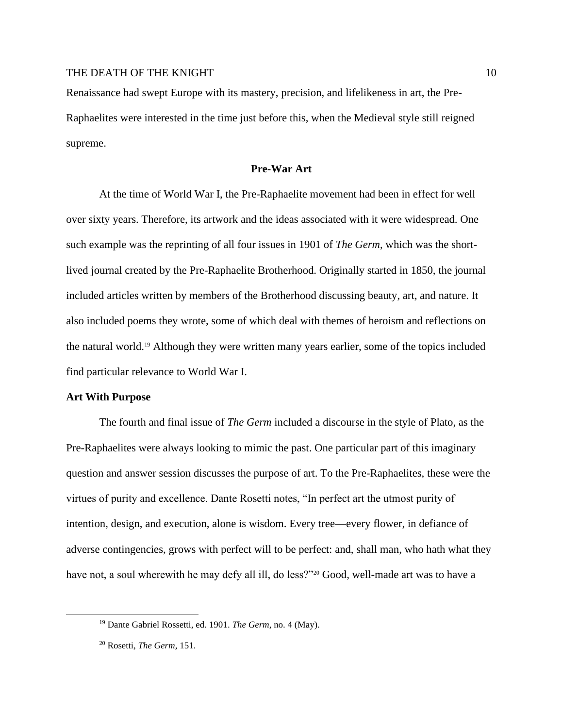Renaissance had swept Europe with its mastery, precision, and lifelikeness in art, the Pre-Raphaelites were interested in the time just before this, when the Medieval style still reigned supreme.

## Pre-War Art

At the time of World War I, the Pre-Raphaelite movement had been in effect for well over sixty years. Therefore, its artwork and the ideas associated with it were widespread. One such example was the reprinting of all four issues in 1901 of *The Germ*, which was the short-lived journal created by the Pre-Raphaelite Brotherhood. Originally started in 1850, the journal included articles written by members of the Brotherhood discussing beauty, art, and nature. It also included poems they wrote, some of which deal with themes of heroism and reflections on the natural world.[19] Although they were written many years earlier, some of the topics included find particular relevance to World War I.

### Art With Purpose

The fourth and final issue of *The Germ* included a discourse in the style of Plato, as the Pre-Raphaelites were always looking to mimic the past. One particular part of this imaginary question and answer session discusses the purpose of art. To the Pre-Raphaelites, these were the virtues of purity and excellence. Dante Rosetti notes, "In perfect art the utmost purity of intention, design, and execution, alone is wisdom. Every tree—every flower, in defiance of adverse contingencies, grows with perfect will to be perfect: and, shall man, who hath what they have not, a soul wherewith he may defy all ill, do less?"[20] Good, well-made art was to have a

---

[19] Dante Gabriel Rossetti, ed. 1901. *The Germ*, no. 4 (May).

[20] Rosetti, *The Germ*, 151.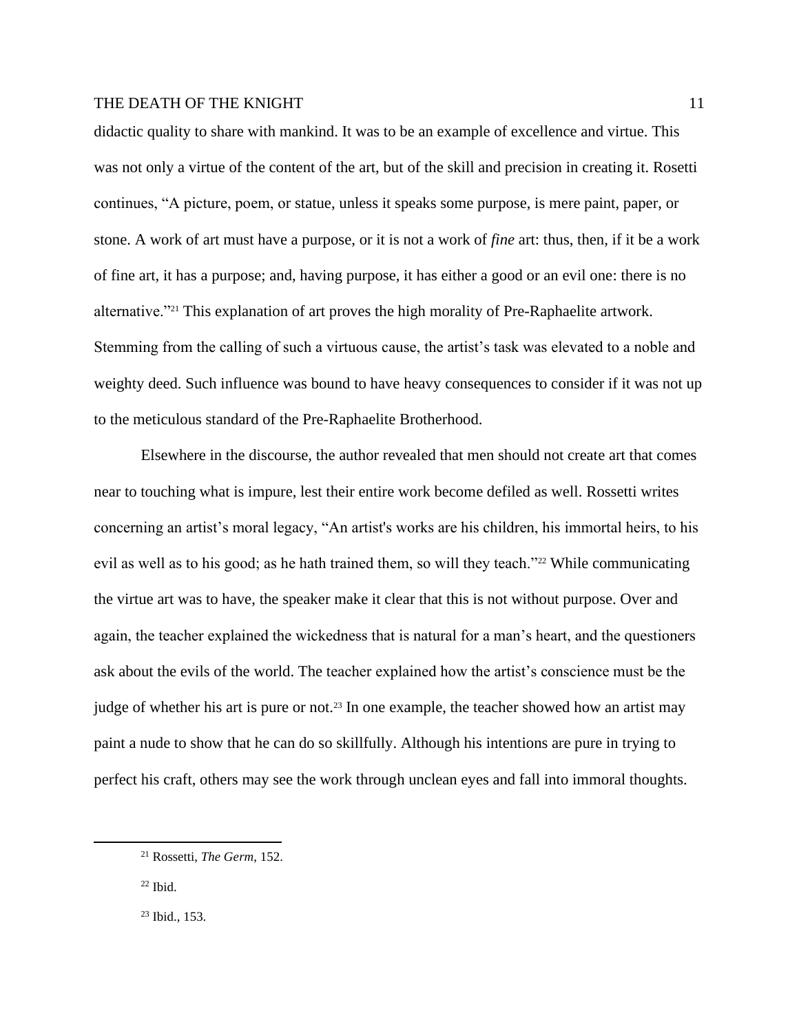didactic quality to share with mankind. It was to be an example of excellence and virtue. This was not only a virtue of the content of the art, but of the skill and precision in creating it. Rosetti continues, "A picture, poem, or statue, unless it speaks some purpose, is mere paint, paper, or stone. A work of art must have a purpose, or it is not a work of *fine* art: thus, then, if it be a work of fine art, it has a purpose; and, having purpose, it has either a good or an evil one: there is no alternative."[21] This explanation of art proves the high morality of Pre-Raphaelite artwork. Stemming from the calling of such a virtuous cause, the artist's task was elevated to a noble and weighty deed. Such influence was bound to have heavy consequences to consider if it was not up to the meticulous standard of the Pre-Raphaelite Brotherhood.

Elsewhere in the discourse, the author revealed that men should not create art that comes near to touching what is impure, lest their entire work become defiled as well. Rossetti writes concerning an artist's moral legacy, "An artist's works are his children, his immortal heirs, to his evil as well as to his good; as he hath trained them, so will they teach."[22] While communicating the virtue art was to have, the speaker make it clear that this is not without purpose. Over and again, the teacher explained the wickedness that is natural for a man's heart, and the questioners ask about the evils of the world. The teacher explained how the artist's conscience must be the judge of whether his art is pure or not.[23] In one example, the teacher showed how an artist may paint a nude to show that he can do so skillfully. Although his intentions are pure in trying to perfect his craft, others may see the work through unclean eyes and fall into immoral thoughts.

---

[21] Rossetti, *The Germ*, 152.

[22] Ibid.

[23] Ibid., 153.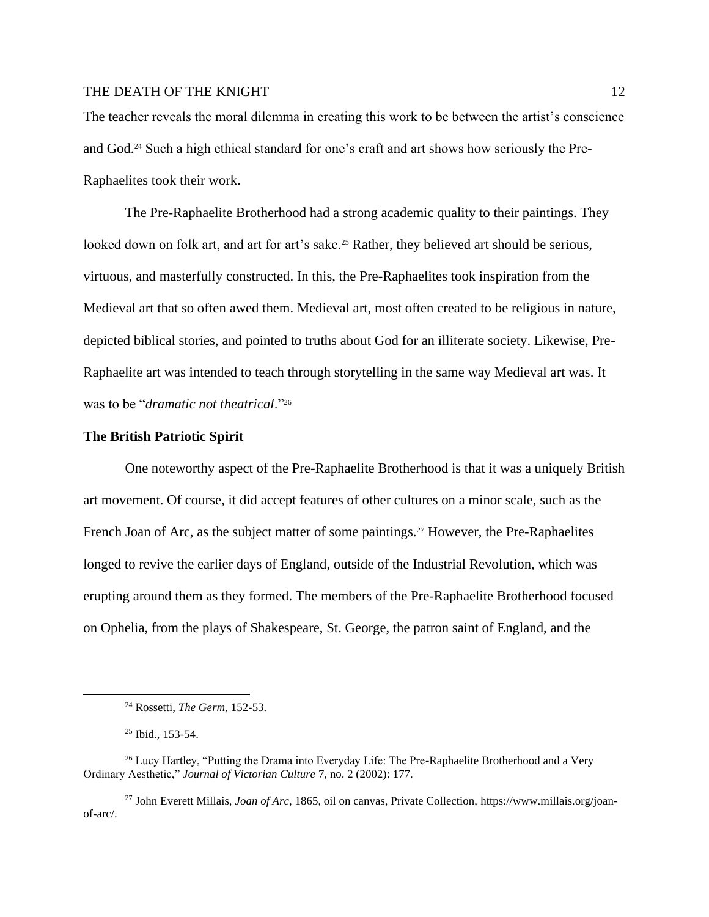The teacher reveals the moral dilemma in creating this work to be between the artist's conscience and God.[24] Such a high ethical standard for one's craft and art shows how seriously the Pre-Raphaelites took their work.

The Pre-Raphaelite Brotherhood had a strong academic quality to their paintings. They looked down on folk art, and art for art's sake.[25] Rather, they believed art should be serious, virtuous, and masterfully constructed. In this, the Pre-Raphaelites took inspiration from the Medieval art that so often awed them. Medieval art, most often created to be religious in nature, depicted biblical stories, and pointed to truths about God for an illiterate society. Likewise, Pre-Raphaelite art was intended to teach through storytelling in the same way Medieval art was. It was to be "*dramatic not theatrical*."[26]

**The British Patriotic Spirit**

One noteworthy aspect of the Pre-Raphaelite Brotherhood is that it was a uniquely British art movement. Of course, it did accept features of other cultures on a minor scale, such as the French Joan of Arc, as the subject matter of some paintings.[27] However, the Pre-Raphaelites longed to revive the earlier days of England, outside of the Industrial Revolution, which was erupting around them as they formed. The members of the Pre-Raphaelite Brotherhood focused on Ophelia, from the plays of Shakespeare, St. George, the patron saint of England, and the

---

[24] Rossetti, *The Germ,* 152-53.

[25] Ibid., 153-54.

[26] Lucy Hartley, "Putting the Drama into Everyday Life: The Pre-Raphaelite Brotherhood and a Very Ordinary Aesthetic," *Journal of Victorian Culture* 7, no. 2 (2002): 177.

[27] John Everett Millais, *Joan of Arc*, 1865, oil on canvas, Private Collection, https://www.millais.org/joan-of-arc/.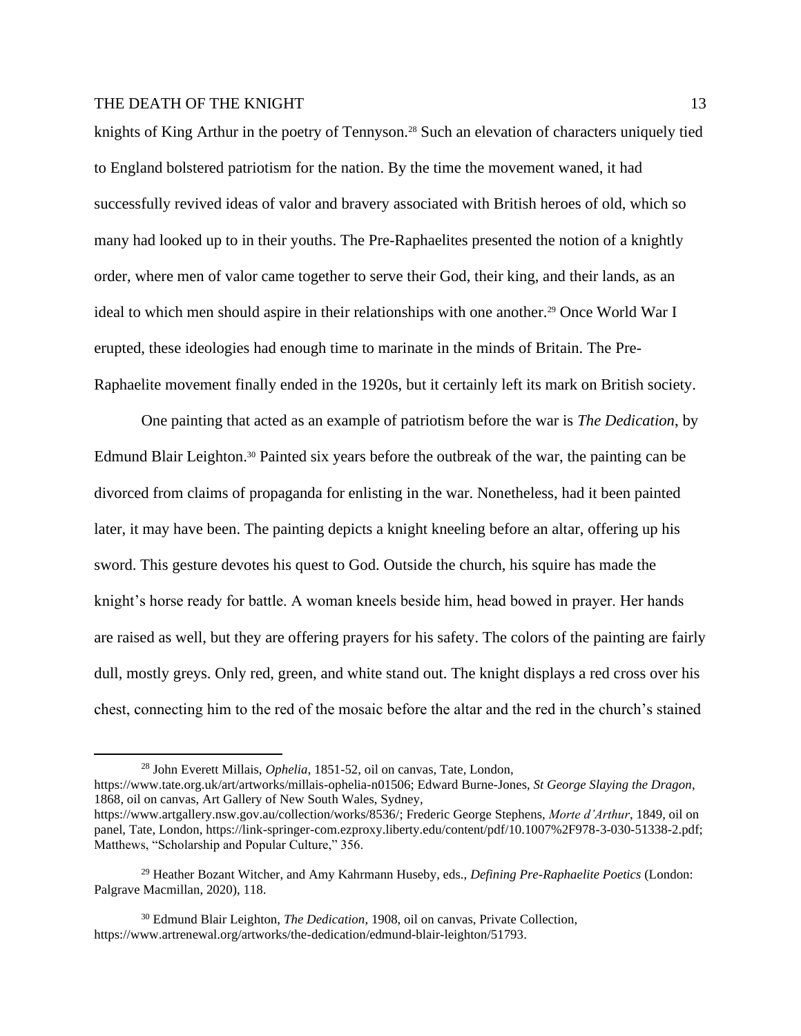knights of King Arthur in the poetry of Tennyson.[28] Such an elevation of characters uniquely tied to England bolstered patriotism for the nation. By the time the movement waned, it had successfully revived ideas of valor and bravery associated with British heroes of old, which so many had looked up to in their youths. The Pre-Raphaelites presented the notion of a knightly order, where men of valor came together to serve their God, their king, and their lands, as an ideal to which men should aspire in their relationships with one another.[29] Once World War I erupted, these ideologies had enough time to marinate in the minds of Britain. The Pre-Raphaelite movement finally ended in the 1920s, but it certainly left its mark on British society.

One painting that acted as an example of patriotism before the war is *The Dedication*, by Edmund Blair Leighton.[30] Painted six years before the outbreak of the war, the painting can be divorced from claims of propaganda for enlisting in the war. Nonetheless, had it been painted later, it may have been. The painting depicts a knight kneeling before an altar, offering up his sword. This gesture devotes his quest to God. Outside the church, his squire has made the knight's horse ready for battle. A woman kneels beside him, head bowed in prayer. Her hands are raised as well, but they are offering prayers for his safety. The colors of the painting are fairly dull, mostly greys. Only red, green, and white stand out. The knight displays a red cross over his chest, connecting him to the red of the mosaic before the altar and the red in the church's stained

---

[28] John Everett Millais, *Ophelia*, 1851-52, oil on canvas, Tate, London, https://www.tate.org.uk/art/artworks/millais-ophelia-n01506; Edward Burne-Jones, *St George Slaying the Dragon*, 1868, oil on canvas, Art Gallery of New South Wales, Sydney, https://www.artgallery.nsw.gov.au/collection/works/8536/; Frederic George Stephens, *Morte d'Arthur*, 1849, oil on panel, Tate, London, https://link-springer-com.ezproxy.liberty.edu/content/pdf/10.1007%2F978-3-030-51338-2.pdf; Matthews, "Scholarship and Popular Culture," 356.

[29] Heather Bozant Witcher, and Amy Kahrmann Huseby, eds., *Defining Pre-Raphaelite Poetics* (London: Palgrave Macmillan, 2020), 118.

[30] Edmund Blair Leighton, *The Dedication*, 1908, oil on canvas, Private Collection, https://www.artrenewal.org/artworks/the-dedication/edmund-blair-leighton/51793.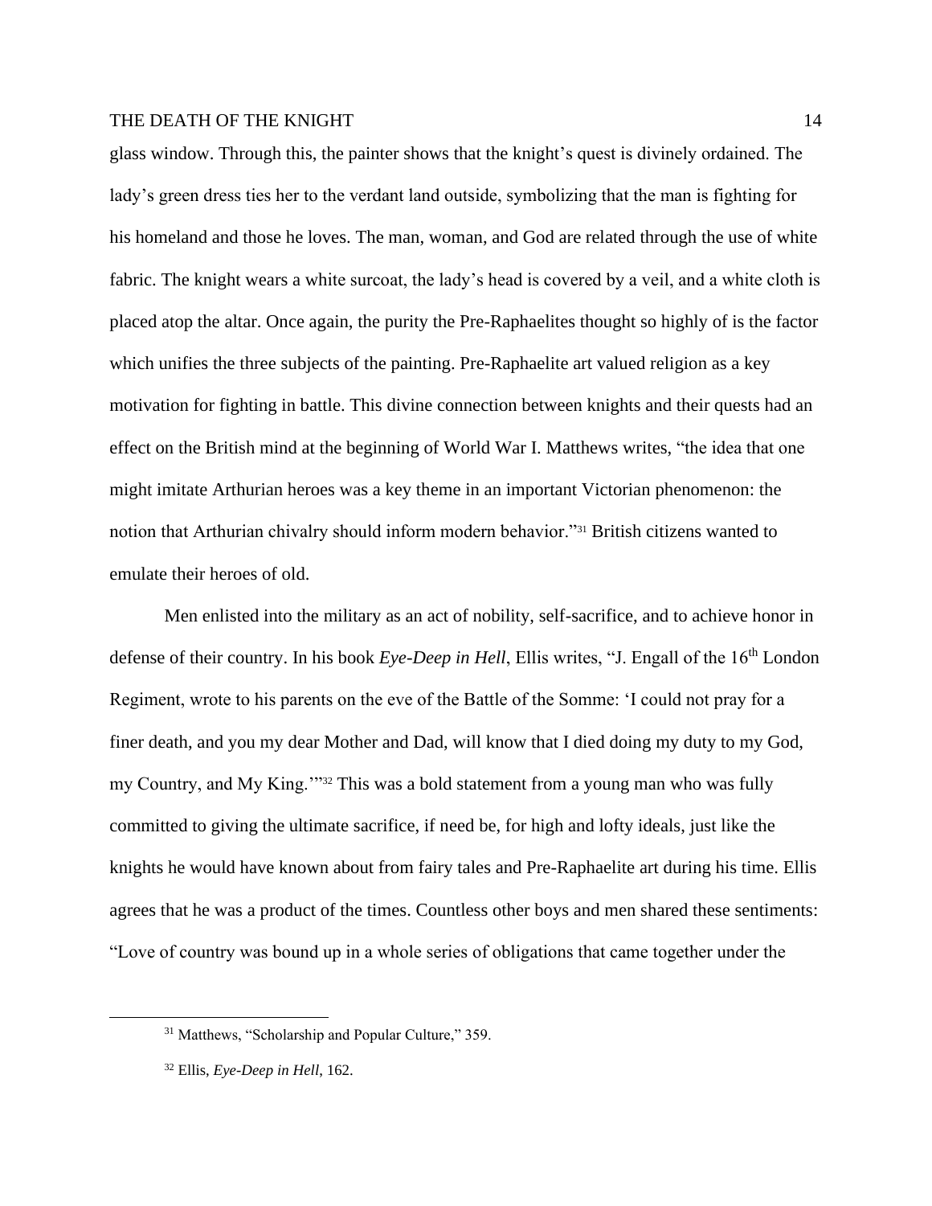glass window. Through this, the painter shows that the knight's quest is divinely ordained. The lady's green dress ties her to the verdant land outside, symbolizing that the man is fighting for his homeland and those he loves. The man, woman, and God are related through the use of white fabric. The knight wears a white surcoat, the lady's head is covered by a veil, and a white cloth is placed atop the altar. Once again, the purity the Pre-Raphaelites thought so highly of is the factor which unifies the three subjects of the painting. Pre-Raphaelite art valued religion as a key motivation for fighting in battle. This divine connection between knights and their quests had an effect on the British mind at the beginning of World War I. Matthews writes, "the idea that one might imitate Arthurian heroes was a key theme in an important Victorian phenomenon: the notion that Arthurian chivalry should inform modern behavior."[31] British citizens wanted to emulate their heroes of old.

Men enlisted into the military as an act of nobility, self-sacrifice, and to achieve honor in defense of their country. In his book *Eye-Deep in Hell*, Ellis writes, "J. Engall of the 16th London Regiment, wrote to his parents on the eve of the Battle of the Somme: 'I could not pray for a finer death, and you my dear Mother and Dad, will know that I died doing my duty to my God, my Country, and My King.'"[32] This was a bold statement from a young man who was fully committed to giving the ultimate sacrifice, if need be, for high and lofty ideals, just like the knights he would have known about from fairy tales and Pre-Raphaelite art during his time. Ellis agrees that he was a product of the times. Countless other boys and men shared these sentiments: "Love of country was bound up in a whole series of obligations that came together under the

[31] Matthews, "Scholarship and Popular Culture," 359.

[32] Ellis, *Eye-Deep in Hell*, 162.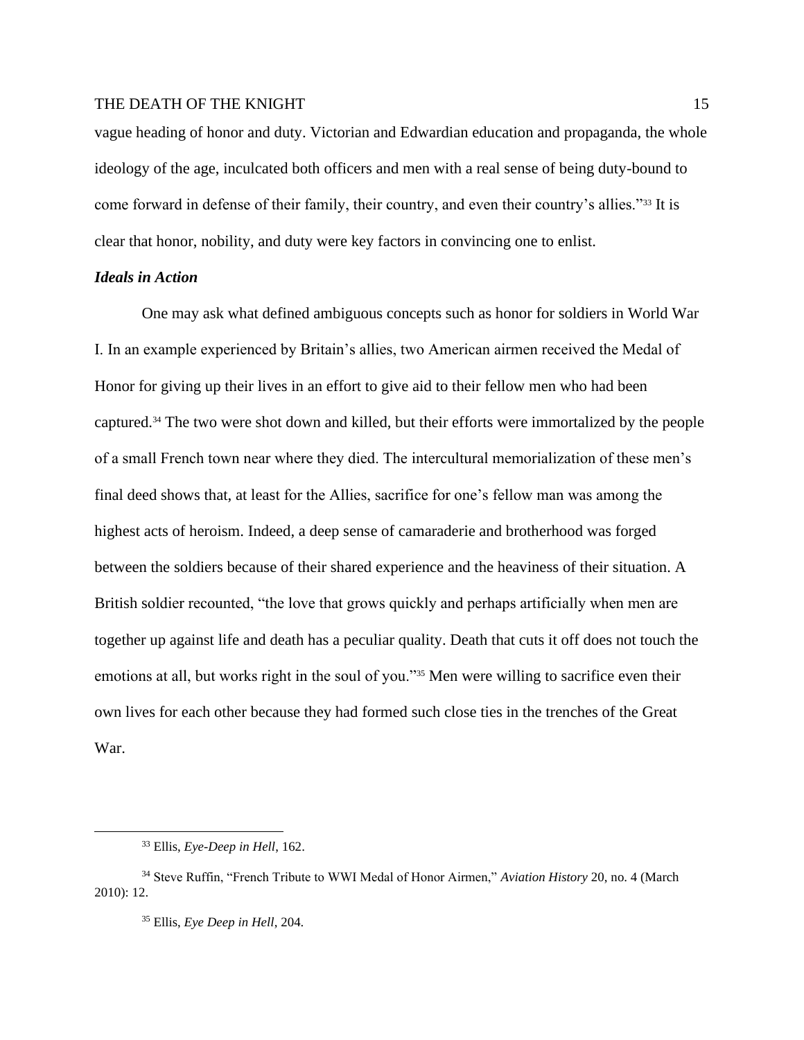vague heading of honor and duty. Victorian and Edwardian education and propaganda, the whole ideology of the age, inculcated both officers and men with a real sense of being duty-bound to come forward in defense of their family, their country, and even their country's allies."[33] It is clear that honor, nobility, and duty were key factors in convincing one to enlist.

### *Ideals in Action*

One may ask what defined ambiguous concepts such as honor for soldiers in World War I. In an example experienced by Britain's allies, two American airmen received the Medal of Honor for giving up their lives in an effort to give aid to their fellow men who had been captured.[34] The two were shot down and killed, but their efforts were immortalized by the people of a small French town near where they died. The intercultural memorialization of these men's final deed shows that, at least for the Allies, sacrifice for one's fellow man was among the highest acts of heroism. Indeed, a deep sense of camaraderie and brotherhood was forged between the soldiers because of their shared experience and the heaviness of their situation. A British soldier recounted, "the love that grows quickly and perhaps artificially when men are together up against life and death has a peculiar quality. Death that cuts it off does not touch the emotions at all, but works right in the soul of you."[35] Men were willing to sacrifice even their own lives for each other because they had formed such close ties in the trenches of the Great War.

---

[33] Ellis, *Eye-Deep in Hell*, 162.

[34] Steve Ruffin, "French Tribute to WWI Medal of Honor Airmen," *Aviation History* 20, no. 4 (March 2010): 12.

[35] Ellis, *Eye Deep in Hell*, 204.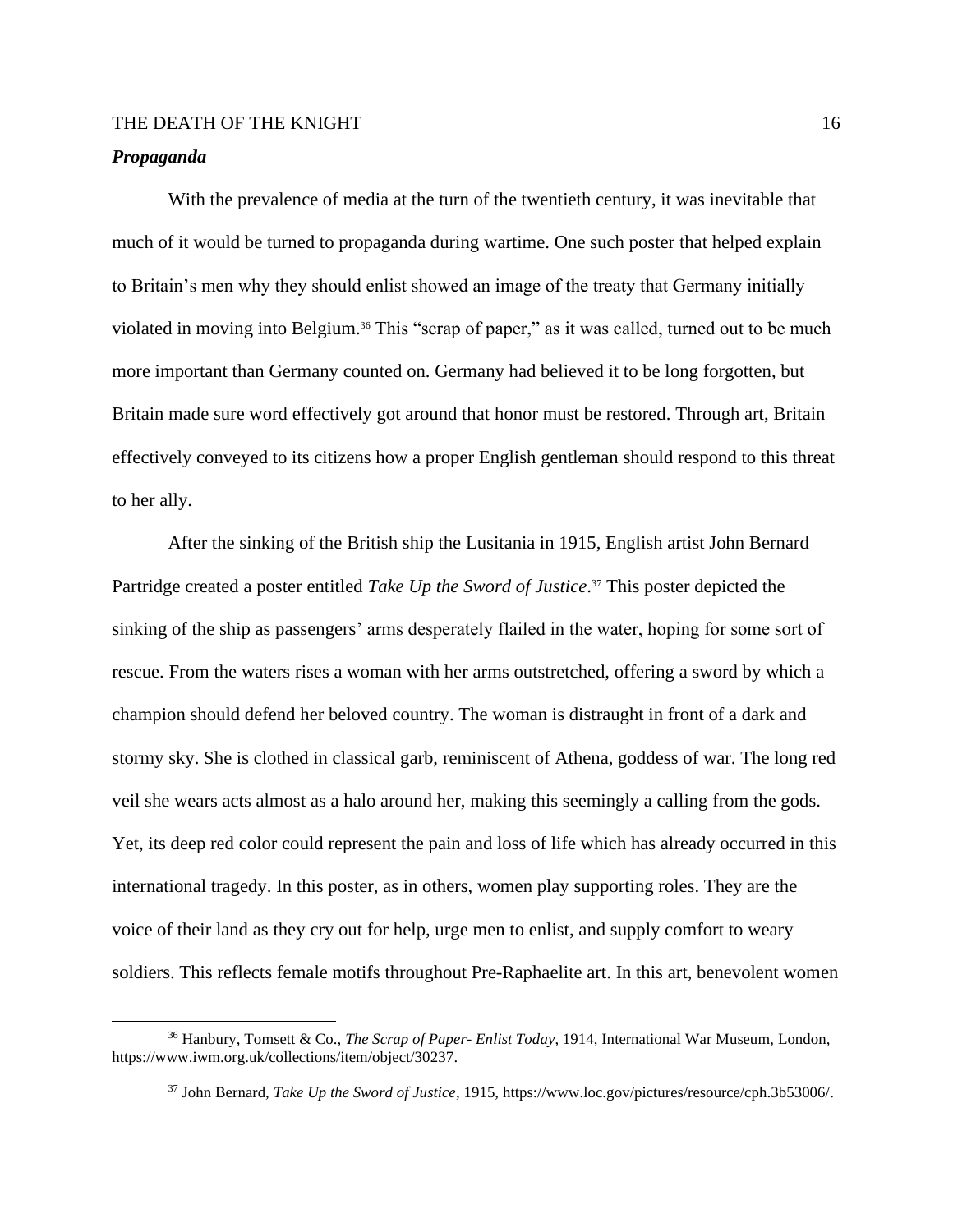***Propaganda***

With the prevalence of media at the turn of the twentieth century, it was inevitable that much of it would be turned to propaganda during wartime. One such poster that helped explain to Britain's men why they should enlist showed an image of the treaty that Germany initially violated in moving into Belgium.[36] This "scrap of paper," as it was called, turned out to be much more important than Germany counted on. Germany had believed it to be long forgotten, but Britain made sure word effectively got around that honor must be restored. Through art, Britain effectively conveyed to its citizens how a proper English gentleman should respond to this threat to her ally.

After the sinking of the British ship the Lusitania in 1915, English artist John Bernard Partridge created a poster entitled *Take Up the Sword of Justice*.[37] This poster depicted the sinking of the ship as passengers' arms desperately flailed in the water, hoping for some sort of rescue. From the waters rises a woman with her arms outstretched, offering a sword by which a champion should defend her beloved country. The woman is distraught in front of a dark and stormy sky. She is clothed in classical garb, reminiscent of Athena, goddess of war. The long red veil she wears acts almost as a halo around her, making this seemingly a calling from the gods. Yet, its deep red color could represent the pain and loss of life which has already occurred in this international tragedy. In this poster, as in others, women play supporting roles. They are the voice of their land as they cry out for help, urge men to enlist, and supply comfort to weary soldiers. This reflects female motifs throughout Pre-Raphaelite art. In this art, benevolent women

---

[36] Hanbury, Tomsett & Co., *The Scrap of Paper- Enlist Today*, 1914, International War Museum, London, https://www.iwm.org.uk/collections/item/object/30237.

[37] John Bernard, *Take Up the Sword of Justice*, 1915, https://www.loc.gov/pictures/resource/cph.3b53006/.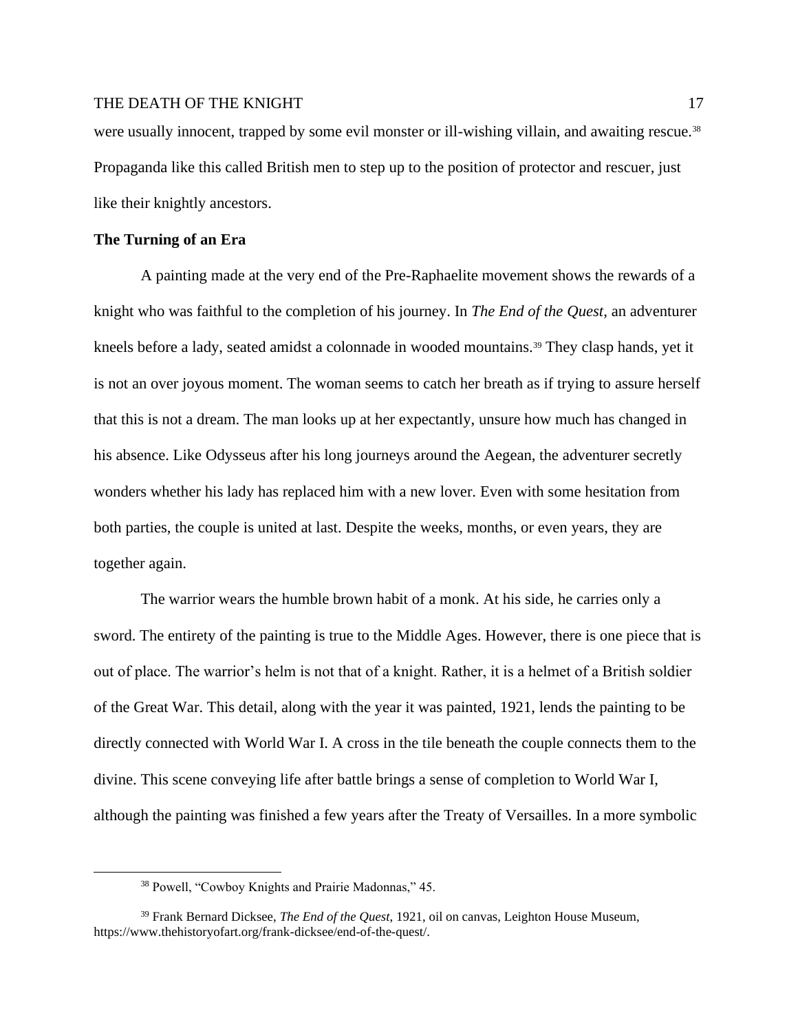were usually innocent, trapped by some evil monster or ill-wishing villain, and awaiting rescue.[38] Propaganda like this called British men to step up to the position of protector and rescuer, just like their knightly ancestors.

**The Turning of an Era**

A painting made at the very end of the Pre-Raphaelite movement shows the rewards of a knight who was faithful to the completion of his journey. In *The End of the Quest*, an adventurer kneels before a lady, seated amidst a colonnade in wooded mountains.[39] They clasp hands, yet it is not an over joyous moment. The woman seems to catch her breath as if trying to assure herself that this is not a dream. The man looks up at her expectantly, unsure how much has changed in his absence. Like Odysseus after his long journeys around the Aegean, the adventurer secretly wonders whether his lady has replaced him with a new lover. Even with some hesitation from both parties, the couple is united at last. Despite the weeks, months, or even years, they are together again.

The warrior wears the humble brown habit of a monk. At his side, he carries only a sword. The entirety of the painting is true to the Middle Ages. However, there is one piece that is out of place. The warrior's helm is not that of a knight. Rather, it is a helmet of a British soldier of the Great War. This detail, along with the year it was painted, 1921, lends the painting to be directly connected with World War I. A cross in the tile beneath the couple connects them to the divine. This scene conveying life after battle brings a sense of completion to World War I, although the painting was finished a few years after the Treaty of Versailles. In a more symbolic

---

[38] Powell, "Cowboy Knights and Prairie Madonnas," 45.

[39] Frank Bernard Dicksee, *The End of the Quest*, 1921, oil on canvas, Leighton House Museum, https://www.thehistoryofart.org/frank-dicksee/end-of-the-quest/.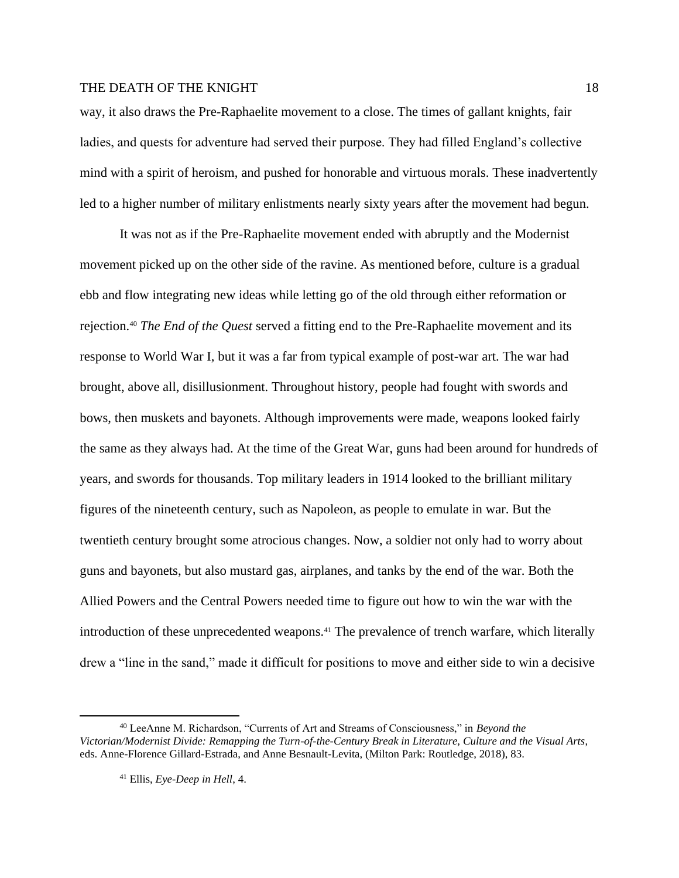way, it also draws the Pre-Raphaelite movement to a close. The times of gallant knights, fair ladies, and quests for adventure had served their purpose. They had filled England's collective mind with a spirit of heroism, and pushed for honorable and virtuous morals. These inadvertently led to a higher number of military enlistments nearly sixty years after the movement had begun.

It was not as if the Pre-Raphaelite movement ended with abruptly and the Modernist movement picked up on the other side of the ravine. As mentioned before, culture is a gradual ebb and flow integrating new ideas while letting go of the old through either reformation or rejection.[40] *The End of the Quest* served a fitting end to the Pre-Raphaelite movement and its response to World War I, but it was a far from typical example of post-war art. The war had brought, above all, disillusionment. Throughout history, people had fought with swords and bows, then muskets and bayonets. Although improvements were made, weapons looked fairly the same as they always had. At the time of the Great War, guns had been around for hundreds of years, and swords for thousands. Top military leaders in 1914 looked to the brilliant military figures of the nineteenth century, such as Napoleon, as people to emulate in war. But the twentieth century brought some atrocious changes. Now, a soldier not only had to worry about guns and bayonets, but also mustard gas, airplanes, and tanks by the end of the war. Both the Allied Powers and the Central Powers needed time to figure out how to win the war with the introduction of these unprecedented weapons.[41] The prevalence of trench warfare, which literally drew a "line in the sand," made it difficult for positions to move and either side to win a decisive

---

[40] LeeAnne M. Richardson, "Currents of Art and Streams of Consciousness," in *Beyond the Victorian/Modernist Divide: Remapping the Turn-of-the-Century Break in Literature, Culture and the Visual Arts*, eds. Anne-Florence Gillard-Estrada, and Anne Besnault-Levita, (Milton Park: Routledge, 2018), 83.

[41] Ellis, *Eye-Deep in Hell*, 4.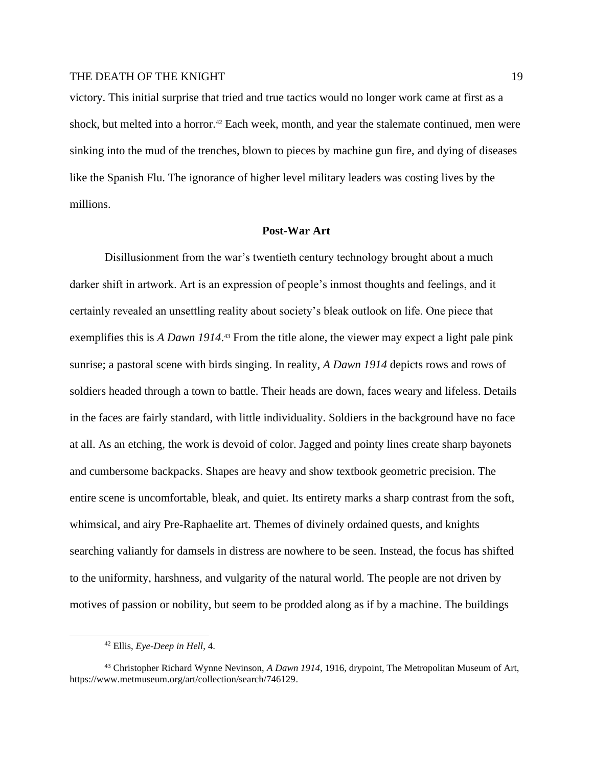victory. This initial surprise that tried and true tactics would no longer work came at first as a shock, but melted into a horror.[42] Each week, month, and year the stalemate continued, men were sinking into the mud of the trenches, blown to pieces by machine gun fire, and dying of diseases like the Spanish Flu. The ignorance of higher level military leaders was costing lives by the millions.

## Post-War Art

Disillusionment from the war's twentieth century technology brought about a much darker shift in artwork. Art is an expression of people's inmost thoughts and feelings, and it certainly revealed an unsettling reality about society's bleak outlook on life. One piece that exemplifies this is *A Dawn 1914*.[43] From the title alone, the viewer may expect a light pale pink sunrise; a pastoral scene with birds singing. In reality, *A Dawn 1914* depicts rows and rows of soldiers headed through a town to battle. Their heads are down, faces weary and lifeless. Details in the faces are fairly standard, with little individuality. Soldiers in the background have no face at all. As an etching, the work is devoid of color. Jagged and pointy lines create sharp bayonets and cumbersome backpacks. Shapes are heavy and show textbook geometric precision. The entire scene is uncomfortable, bleak, and quiet. Its entirety marks a sharp contrast from the soft, whimsical, and airy Pre-Raphaelite art. Themes of divinely ordained quests, and knights searching valiantly for damsels in distress are nowhere to be seen. Instead, the focus has shifted to the uniformity, harshness, and vulgarity of the natural world. The people are not driven by motives of passion or nobility, but seem to be prodded along as if by a machine. The buildings

---

[42] Ellis, *Eye-Deep in Hell*, 4.

[43] Christopher Richard Wynne Nevinson, *A Dawn 1914*, 1916, drypoint, The Metropolitan Museum of Art, https://www.metmuseum.org/art/collection/search/746129.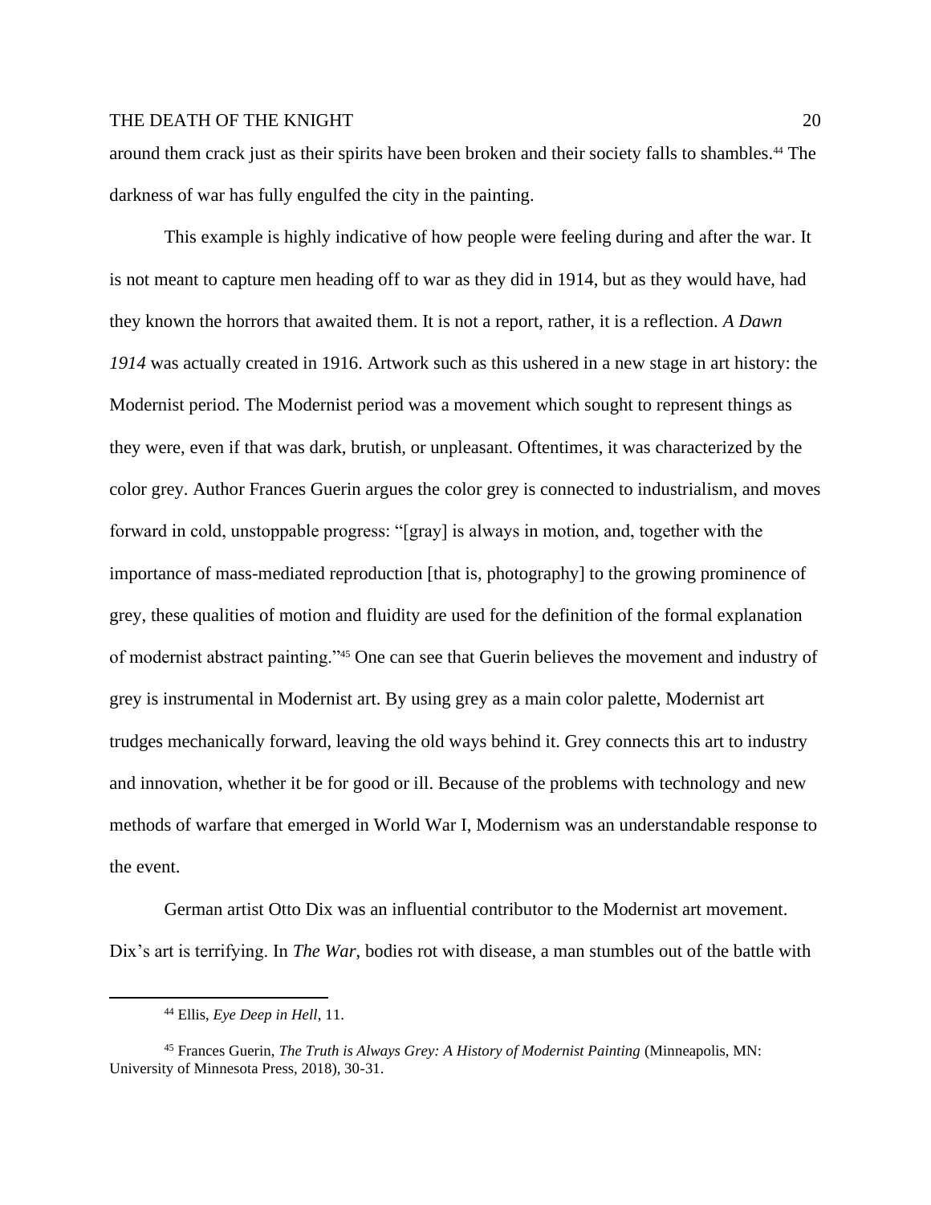around them crack just as their spirits have been broken and their society falls to shambles.[44] The darkness of war has fully engulfed the city in the painting.

This example is highly indicative of how people were feeling during and after the war. It is not meant to capture men heading off to war as they did in 1914, but as they would have, had they known the horrors that awaited them. It is not a report, rather, it is a reflection. *A Dawn 1914* was actually created in 1916. Artwork such as this ushered in a new stage in art history: the Modernist period. The Modernist period was a movement which sought to represent things as they were, even if that was dark, brutish, or unpleasant. Oftentimes, it was characterized by the color grey. Author Frances Guerin argues the color grey is connected to industrialism, and moves forward in cold, unstoppable progress: "[gray] is always in motion, and, together with the importance of mass-mediated reproduction [that is, photography] to the growing prominence of grey, these qualities of motion and fluidity are used for the definition of the formal explanation of modernist abstract painting."[45] One can see that Guerin believes the movement and industry of grey is instrumental in Modernist art. By using grey as a main color palette, Modernist art trudges mechanically forward, leaving the old ways behind it. Grey connects this art to industry and innovation, whether it be for good or ill. Because of the problems with technology and new methods of warfare that emerged in World War I, Modernism was an understandable response to the event.

German artist Otto Dix was an influential contributor to the Modernist art movement. Dix's art is terrifying. In *The War*, bodies rot with disease, a man stumbles out of the battle with

---

[44] Ellis, *Eye Deep in Hell*, 11.

[45] Frances Guerin, *The Truth is Always Grey: A History of Modernist Painting* (Minneapolis, MN: University of Minnesota Press, 2018), 30-31.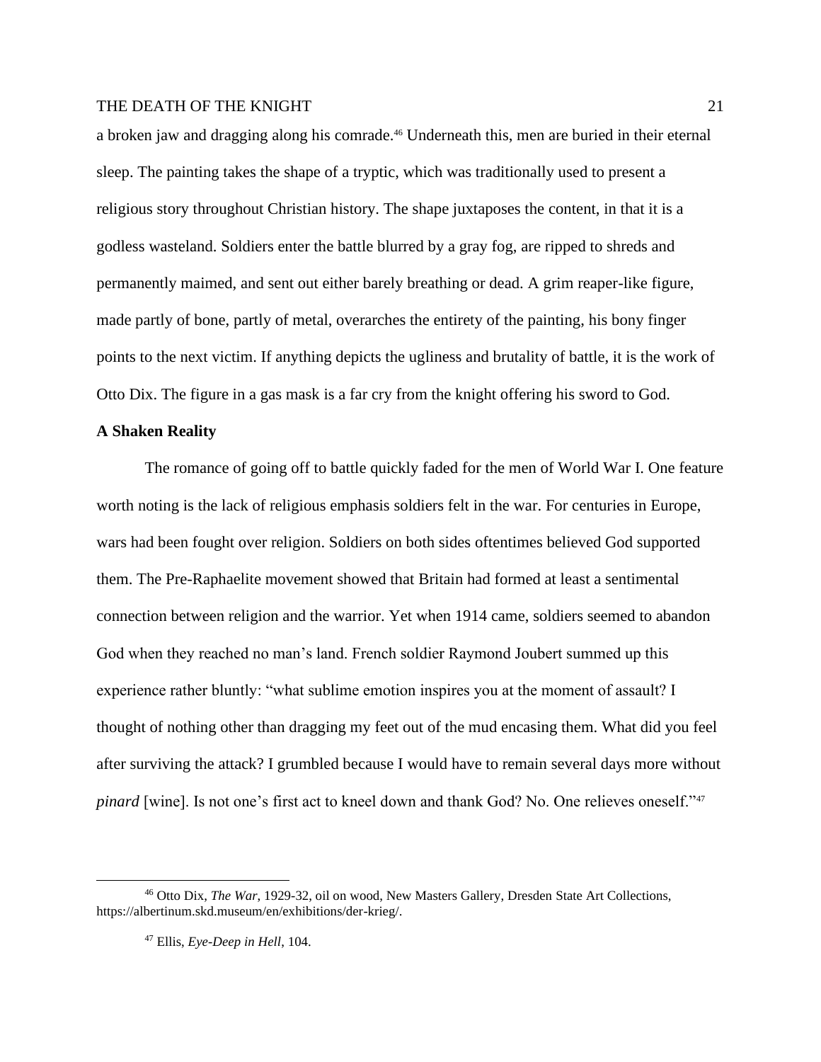a broken jaw and dragging along his comrade.[46] Underneath this, men are buried in their eternal sleep. The painting takes the shape of a tryptic, which was traditionally used to present a religious story throughout Christian history. The shape juxtaposes the content, in that it is a godless wasteland. Soldiers enter the battle blurred by a gray fog, are ripped to shreds and permanently maimed, and sent out either barely breathing or dead. A grim reaper-like figure, made partly of bone, partly of metal, overarches the entirety of the painting, his bony finger points to the next victim. If anything depicts the ugliness and brutality of battle, it is the work of Otto Dix. The figure in a gas mask is a far cry from the knight offering his sword to God.

**A Shaken Reality**

The romance of going off to battle quickly faded for the men of World War I. One feature worth noting is the lack of religious emphasis soldiers felt in the war. For centuries in Europe, wars had been fought over religion. Soldiers on both sides oftentimes believed God supported them. The Pre-Raphaelite movement showed that Britain had formed at least a sentimental connection between religion and the warrior. Yet when 1914 came, soldiers seemed to abandon God when they reached no man's land. French soldier Raymond Joubert summed up this experience rather bluntly: "what sublime emotion inspires you at the moment of assault? I thought of nothing other than dragging my feet out of the mud encasing them. What did you feel after surviving the attack? I grumbled because I would have to remain several days more without *pinard* [wine]. Is not one's first act to kneel down and thank God? No. One relieves oneself."[47]

---

[46] Otto Dix, *The War*, 1929-32, oil on wood, New Masters Gallery, Dresden State Art Collections, https://albertinum.skd.museum/en/exhibitions/der-krieg/.

[47] Ellis, *Eye-Deep in Hell*, 104.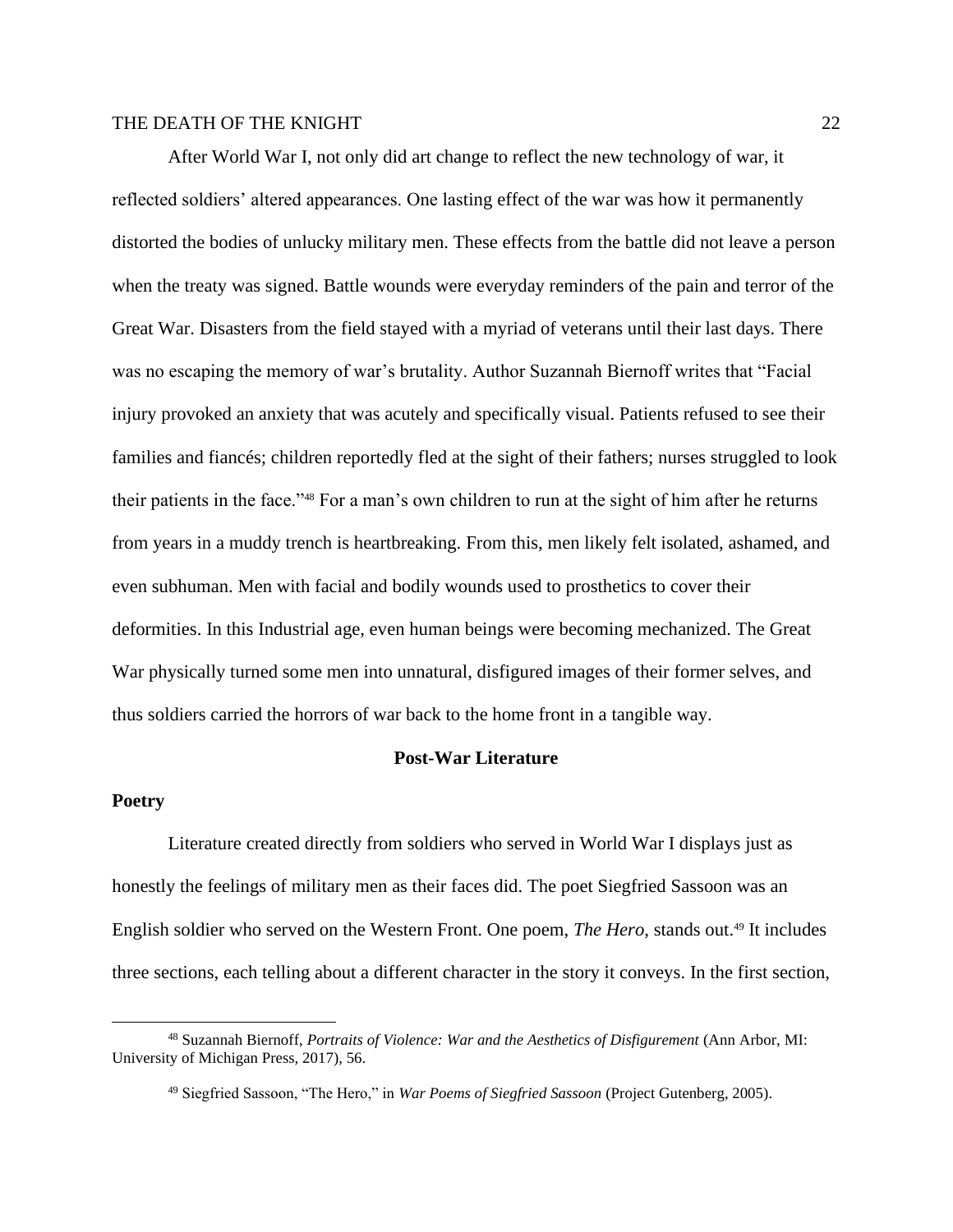After World War I, not only did art change to reflect the new technology of war, it reflected soldiers' altered appearances. One lasting effect of the war was how it permanently distorted the bodies of unlucky military men. These effects from the battle did not leave a person when the treaty was signed. Battle wounds were everyday reminders of the pain and terror of the Great War. Disasters from the field stayed with a myriad of veterans until their last days. There was no escaping the memory of war's brutality. Author Suzannah Biernoff writes that "Facial injury provoked an anxiety that was acutely and specifically visual. Patients refused to see their families and fiancés; children reportedly fled at the sight of their fathers; nurses struggled to look their patients in the face."[48] For a man's own children to run at the sight of him after he returns from years in a muddy trench is heartbreaking. From this, men likely felt isolated, ashamed, and even subhuman. Men with facial and bodily wounds used to prosthetics to cover their deformities. In this Industrial age, even human beings were becoming mechanized. The Great War physically turned some men into unnatural, disfigured images of their former selves, and thus soldiers carried the horrors of war back to the home front in a tangible way.

## Post-War Literature

### Poetry

Literature created directly from soldiers who served in World War I displays just as honestly the feelings of military men as their faces did. The poet Siegfried Sassoon was an English soldier who served on the Western Front. One poem, *The Hero*, stands out.[49] It includes three sections, each telling about a different character in the story it conveys. In the first section,

---

[48] Suzannah Biernoff, *Portraits of Violence: War and the Aesthetics of Disfigurement* (Ann Arbor, MI: University of Michigan Press, 2017), 56.

[49] Siegfried Sassoon, "The Hero," in *War Poems of Siegfried Sassoon* (Project Gutenberg, 2005).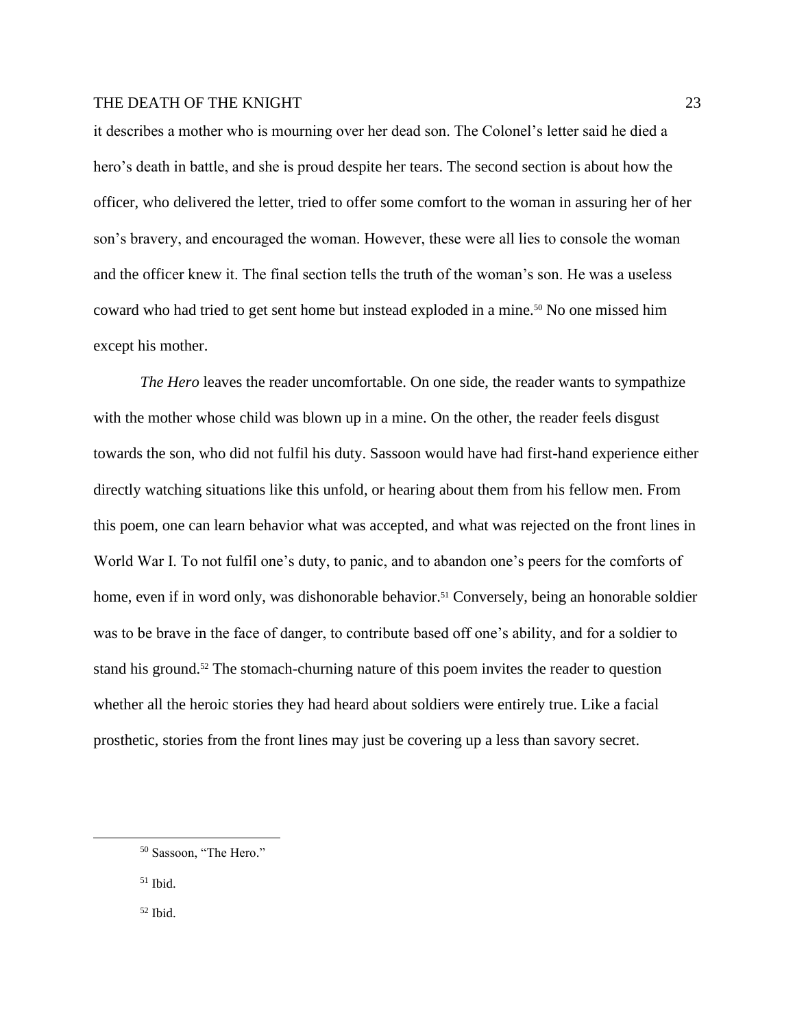it describes a mother who is mourning over her dead son. The Colonel's letter said he died a hero's death in battle, and she is proud despite her tears. The second section is about how the officer, who delivered the letter, tried to offer some comfort to the woman in assuring her of her son's bravery, and encouraged the woman. However, these were all lies to console the woman and the officer knew it. The final section tells the truth of the woman's son. He was a useless coward who had tried to get sent home but instead exploded in a mine.[50] No one missed him except his mother.

*The Hero* leaves the reader uncomfortable. On one side, the reader wants to sympathize with the mother whose child was blown up in a mine. On the other, the reader feels disgust towards the son, who did not fulfil his duty. Sassoon would have had first-hand experience either directly watching situations like this unfold, or hearing about them from his fellow men. From this poem, one can learn behavior what was accepted, and what was rejected on the front lines in World War I. To not fulfil one's duty, to panic, and to abandon one's peers for the comforts of home, even if in word only, was dishonorable behavior.[51] Conversely, being an honorable soldier was to be brave in the face of danger, to contribute based off one's ability, and for a soldier to stand his ground.[52] The stomach-churning nature of this poem invites the reader to question whether all the heroic stories they had heard about soldiers were entirely true. Like a facial prosthetic, stories from the front lines may just be covering up a less than savory secret.

---

[50] Sassoon, "The Hero."

[51] Ibid.

[52] Ibid.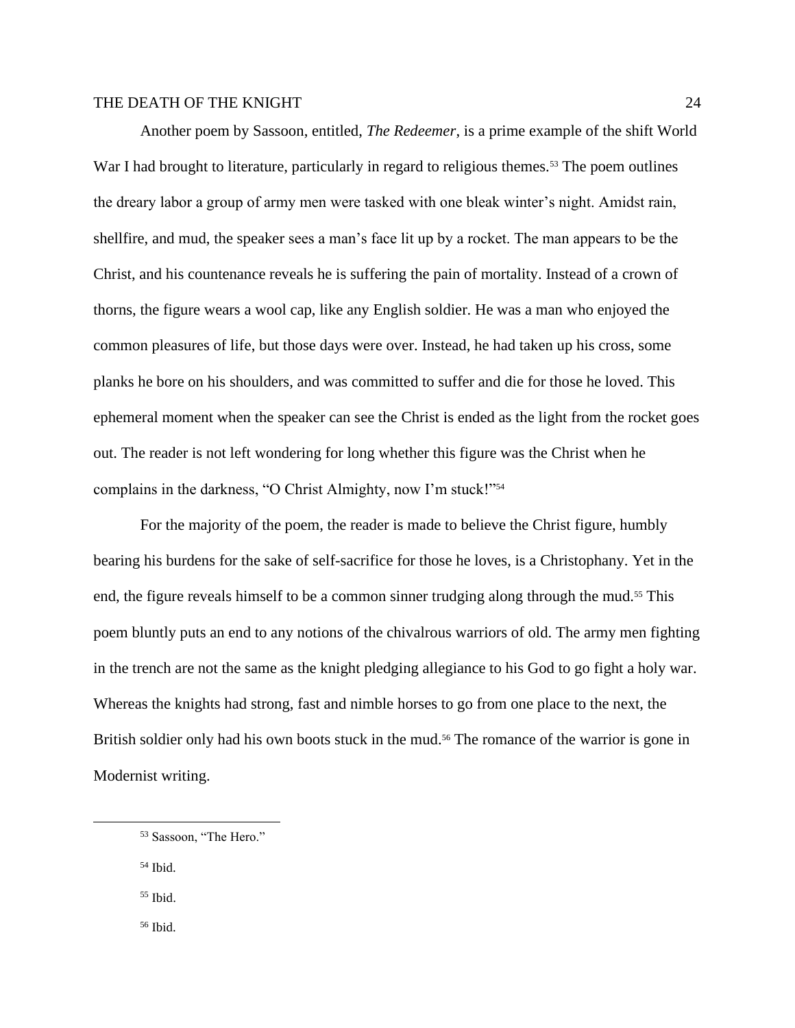Another poem by Sassoon, entitled, *The Redeemer*, is a prime example of the shift World War I had brought to literature, particularly in regard to religious themes.[53] The poem outlines the dreary labor a group of army men were tasked with one bleak winter's night. Amidst rain, shellfire, and mud, the speaker sees a man's face lit up by a rocket. The man appears to be the Christ, and his countenance reveals he is suffering the pain of mortality. Instead of a crown of thorns, the figure wears a wool cap, like any English soldier. He was a man who enjoyed the common pleasures of life, but those days were over. Instead, he had taken up his cross, some planks he bore on his shoulders, and was committed to suffer and die for those he loved. This ephemeral moment when the speaker can see the Christ is ended as the light from the rocket goes out. The reader is not left wondering for long whether this figure was the Christ when he complains in the darkness, "O Christ Almighty, now I'm stuck!"[54]

For the majority of the poem, the reader is made to believe the Christ figure, humbly bearing his burdens for the sake of self-sacrifice for those he loves, is a Christophany. Yet in the end, the figure reveals himself to be a common sinner trudging along through the mud.[55] This poem bluntly puts an end to any notions of the chivalrous warriors of old. The army men fighting in the trench are not the same as the knight pledging allegiance to his God to go fight a holy war. Whereas the knights had strong, fast and nimble horses to go from one place to the next, the British soldier only had his own boots stuck in the mud.[56] The romance of the warrior is gone in Modernist writing.

---

[53] Sassoon, "The Hero."

[54] Ibid.

[55] Ibid.

[56] Ibid.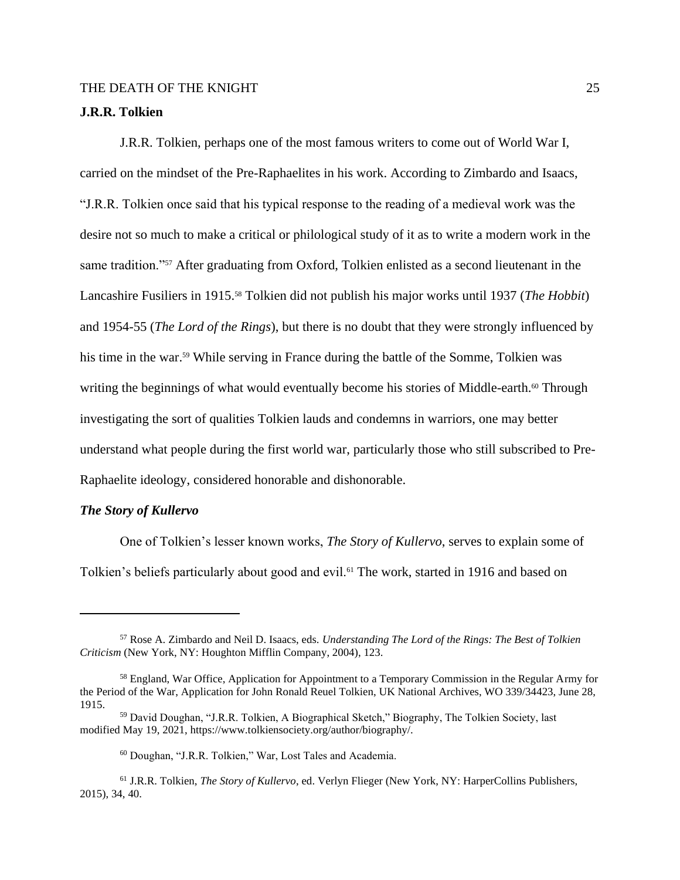**J.R.R. Tolkien**

J.R.R. Tolkien, perhaps one of the most famous writers to come out of World War I, carried on the mindset of the Pre-Raphaelites in his work. According to Zimbardo and Isaacs, "J.R.R. Tolkien once said that his typical response to the reading of a medieval work was the desire not so much to make a critical or philological study of it as to write a modern work in the same tradition."[57] After graduating from Oxford, Tolkien enlisted as a second lieutenant in the Lancashire Fusiliers in 1915.[58] Tolkien did not publish his major works until 1937 (*The Hobbit*) and 1954-55 (*The Lord of the Rings*), but there is no doubt that they were strongly influenced by his time in the war.[59] While serving in France during the battle of the Somme, Tolkien was writing the beginnings of what would eventually become his stories of Middle-earth.[60] Through investigating the sort of qualities Tolkien lauds and condemns in warriors, one may better understand what people during the first world war, particularly those who still subscribed to Pre-Raphaelite ideology, considered honorable and dishonorable.

***The Story of Kullervo***

One of Tolkien's lesser known works, *The Story of Kullervo*, serves to explain some of Tolkien's beliefs particularly about good and evil.[61] The work, started in 1916 and based on

---

[57] Rose A. Zimbardo and Neil D. Isaacs, eds. *Understanding The Lord of the Rings: The Best of Tolkien Criticism* (New York, NY: Houghton Mifflin Company, 2004), 123.

[58] England, War Office, Application for Appointment to a Temporary Commission in the Regular Army for the Period of the War, Application for John Ronald Reuel Tolkien, UK National Archives, WO 339/34423, June 28, 1915.

[59] David Doughan, "J.R.R. Tolkien, A Biographical Sketch," Biography, The Tolkien Society, last modified May 19, 2021, https://www.tolkiensociety.org/author/biography/.

[60] Doughan, "J.R.R. Tolkien," War, Lost Tales and Academia.

[61] J.R.R. Tolkien, *The Story of Kullervo*, ed. Verlyn Flieger (New York, NY: HarperCollins Publishers, 2015), 34, 40.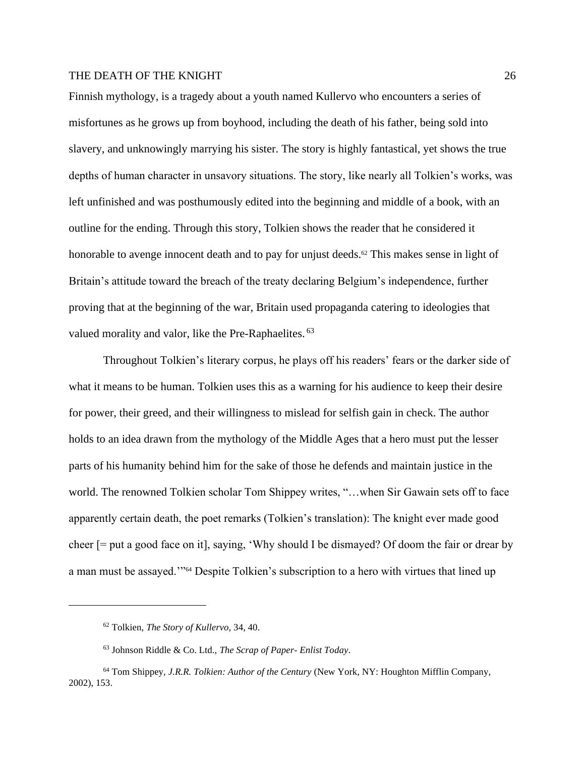Finnish mythology, is a tragedy about a youth named Kullervo who encounters a series of misfortunes as he grows up from boyhood, including the death of his father, being sold into slavery, and unknowingly marrying his sister. The story is highly fantastical, yet shows the true depths of human character in unsavory situations. The story, like nearly all Tolkien's works, was left unfinished and was posthumously edited into the beginning and middle of a book, with an outline for the ending. Through this story, Tolkien shows the reader that he considered it honorable to avenge innocent death and to pay for unjust deeds.[62] This makes sense in light of Britain's attitude toward the breach of the treaty declaring Belgium's independence, further proving that at the beginning of the war, Britain used propaganda catering to ideologies that valued morality and valor, like the Pre-Raphaelites.[63]

Throughout Tolkien's literary corpus, he plays off his readers' fears or the darker side of what it means to be human. Tolkien uses this as a warning for his audience to keep their desire for power, their greed, and their willingness to mislead for selfish gain in check. The author holds to an idea drawn from the mythology of the Middle Ages that a hero must put the lesser parts of his humanity behind him for the sake of those he defends and maintain justice in the world. The renowned Tolkien scholar Tom Shippey writes, "…when Sir Gawain sets off to face apparently certain death, the poet remarks (Tolkien's translation): The knight ever made good cheer [= put a good face on it], saying, 'Why should I be dismayed? Of doom the fair or drear by a man must be assayed.'"[64] Despite Tolkien's subscription to a hero with virtues that lined up

---

[62] Tolkien, *The Story of Kullervo*, 34, 40.

[63] Johnson Riddle & Co. Ltd., *The Scrap of Paper- Enlist Today*.

[64] Tom Shippey, *J.R.R. Tolkien: Author of the Century* (New York, NY: Houghton Mifflin Company, 2002), 153.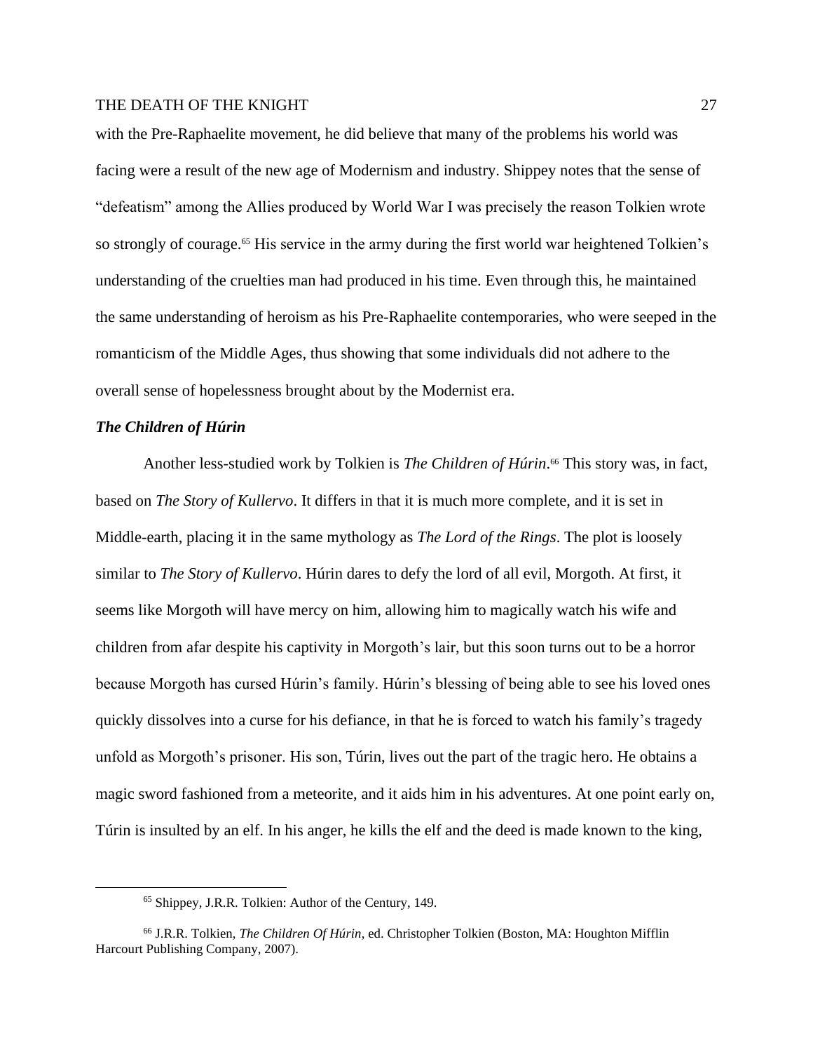with the Pre-Raphaelite movement, he did believe that many of the problems his world was facing were a result of the new age of Modernism and industry. Shippey notes that the sense of "defeatism" among the Allies produced by World War I was precisely the reason Tolkien wrote so strongly of courage.[65] His service in the army during the first world war heightened Tolkien's understanding of the cruelties man had produced in his time. Even through this, he maintained the same understanding of heroism as his Pre-Raphaelite contemporaries, who were seeped in the romanticism of the Middle Ages, thus showing that some individuals did not adhere to the overall sense of hopelessness brought about by the Modernist era.

### *The Children of Húrin*

Another less-studied work by Tolkien is *The Children of Húrin*.[66] This story was, in fact, based on *The Story of Kullervo*. It differs in that it is much more complete, and it is set in Middle-earth, placing it in the same mythology as *The Lord of the Rings*. The plot is loosely similar to *The Story of Kullervo*. Húrin dares to defy the lord of all evil, Morgoth. At first, it seems like Morgoth will have mercy on him, allowing him to magically watch his wife and children from afar despite his captivity in Morgoth's lair, but this soon turns out to be a horror because Morgoth has cursed Húrin's family. Húrin's blessing of being able to see his loved ones quickly dissolves into a curse for his defiance, in that he is forced to watch his family's tragedy unfold as Morgoth's prisoner. His son, Túrin, lives out the part of the tragic hero. He obtains a magic sword fashioned from a meteorite, and it aids him in his adventures. At one point early on, Túrin is insulted by an elf. In his anger, he kills the elf and the deed is made known to the king,

---

[65] Shippey, J.R.R. Tolkien: Author of the Century, 149.

[66] J.R.R. Tolkien, *The Children Of Húrin*, ed. Christopher Tolkien (Boston, MA: Houghton Mifflin Harcourt Publishing Company, 2007).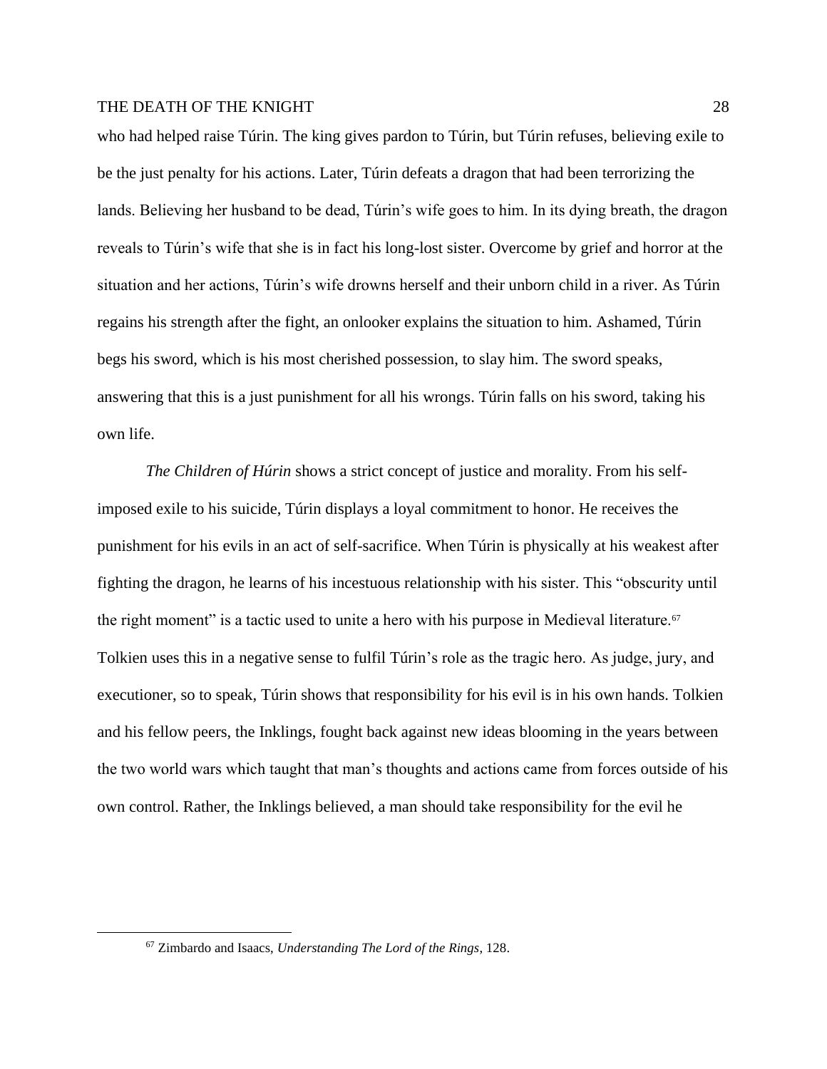who had helped raise Túrin. The king gives pardon to Túrin, but Túrin refuses, believing exile to be the just penalty for his actions. Later, Túrin defeats a dragon that had been terrorizing the lands. Believing her husband to be dead, Túrin's wife goes to him. In its dying breath, the dragon reveals to Túrin's wife that she is in fact his long-lost sister. Overcome by grief and horror at the situation and her actions, Túrin's wife drowns herself and their unborn child in a river. As Túrin regains his strength after the fight, an onlooker explains the situation to him. Ashamed, Túrin begs his sword, which is his most cherished possession, to slay him. The sword speaks, answering that this is a just punishment for all his wrongs. Túrin falls on his sword, taking his own life.

*The Children of Húrin* shows a strict concept of justice and morality. From his self-imposed exile to his suicide, Túrin displays a loyal commitment to honor. He receives the punishment for his evils in an act of self-sacrifice. When Túrin is physically at his weakest after fighting the dragon, he learns of his incestuous relationship with his sister. This "obscurity until the right moment" is a tactic used to unite a hero with his purpose in Medieval literature.[67] Tolkien uses this in a negative sense to fulfil Túrin's role as the tragic hero. As judge, jury, and executioner, so to speak, Túrin shows that responsibility for his evil is in his own hands. Tolkien and his fellow peers, the Inklings, fought back against new ideas blooming in the years between the two world wars which taught that man's thoughts and actions came from forces outside of his own control. Rather, the Inklings believed, a man should take responsibility for the evil he

---

[67] Zimbardo and Isaacs, *Understanding The Lord of the Rings*, 128.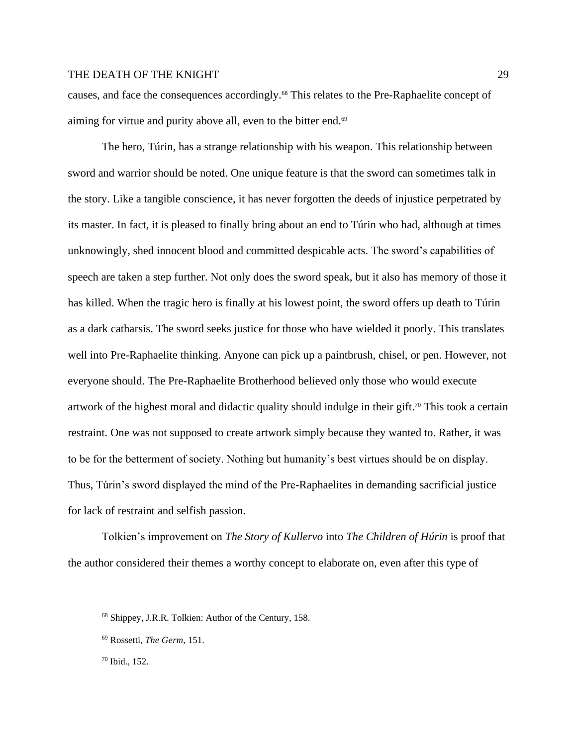causes, and face the consequences accordingly.[68] This relates to the Pre-Raphaelite concept of aiming for virtue and purity above all, even to the bitter end.[69]

The hero, Túrin, has a strange relationship with his weapon. This relationship between sword and warrior should be noted. One unique feature is that the sword can sometimes talk in the story. Like a tangible conscience, it has never forgotten the deeds of injustice perpetrated by its master. In fact, it is pleased to finally bring about an end to Túrin who had, although at times unknowingly, shed innocent blood and committed despicable acts. The sword's capabilities of speech are taken a step further. Not only does the sword speak, but it also has memory of those it has killed. When the tragic hero is finally at his lowest point, the sword offers up death to Túrin as a dark catharsis. The sword seeks justice for those who have wielded it poorly. This translates well into Pre-Raphaelite thinking. Anyone can pick up a paintbrush, chisel, or pen. However, not everyone should. The Pre-Raphaelite Brotherhood believed only those who would execute artwork of the highest moral and didactic quality should indulge in their gift.[70] This took a certain restraint. One was not supposed to create artwork simply because they wanted to. Rather, it was to be for the betterment of society. Nothing but humanity's best virtues should be on display. Thus, Túrin's sword displayed the mind of the Pre-Raphaelites in demanding sacrificial justice for lack of restraint and selfish passion.

Tolkien's improvement on *The Story of Kullervo* into *The Children of Húrin* is proof that the author considered their themes a worthy concept to elaborate on, even after this type of

---

[68] Shippey, J.R.R. Tolkien: Author of the Century, 158.

[69] Rossetti, *The Germ*, 151.

[70] Ibid., 152.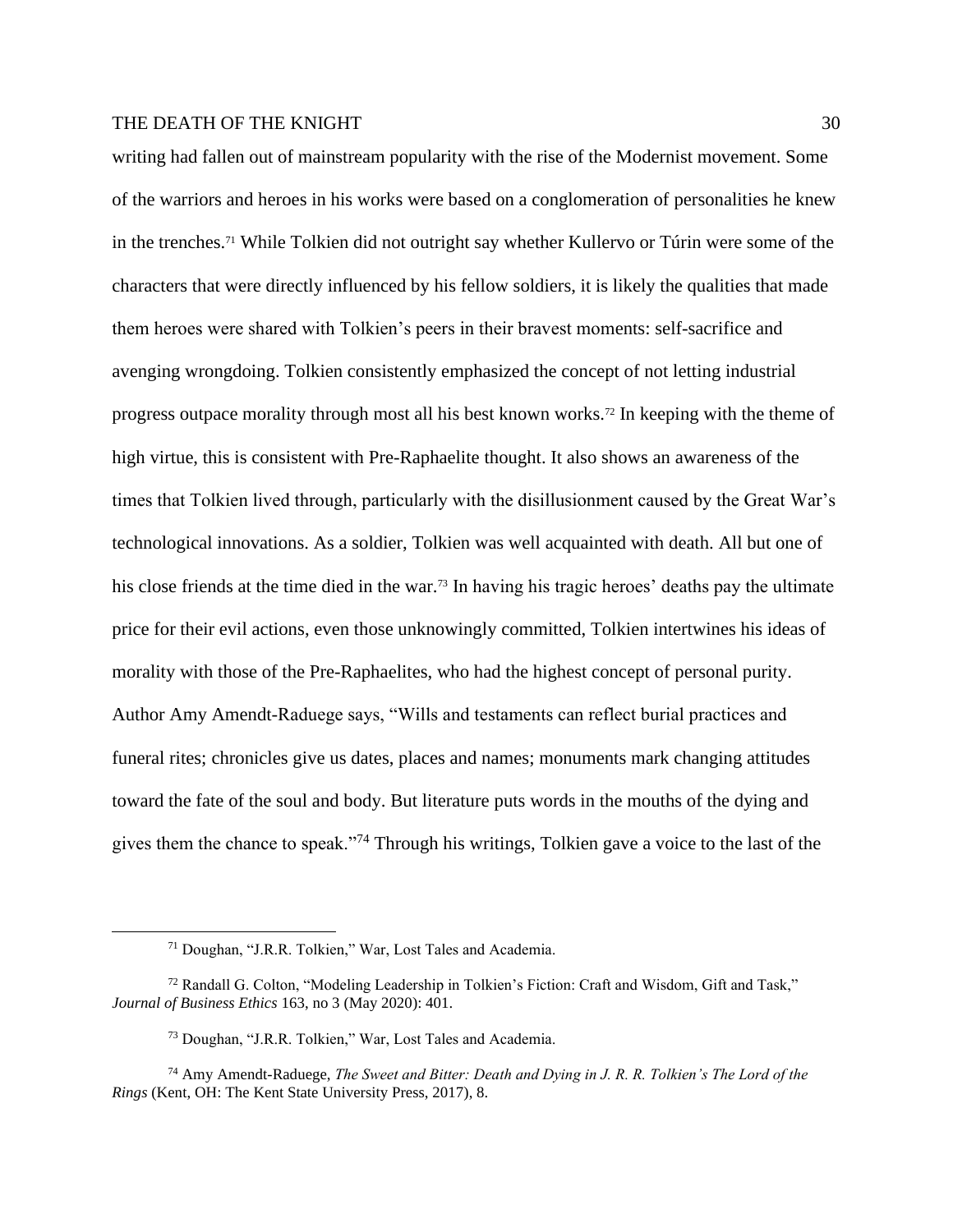writing had fallen out of mainstream popularity with the rise of the Modernist movement. Some of the warriors and heroes in his works were based on a conglomeration of personalities he knew in the trenches.[71] While Tolkien did not outright say whether Kullervo or Túrin were some of the characters that were directly influenced by his fellow soldiers, it is likely the qualities that made them heroes were shared with Tolkien's peers in their bravest moments: self-sacrifice and avenging wrongdoing. Tolkien consistently emphasized the concept of not letting industrial progress outpace morality through most all his best known works.[72] In keeping with the theme of high virtue, this is consistent with Pre-Raphaelite thought. It also shows an awareness of the times that Tolkien lived through, particularly with the disillusionment caused by the Great War's technological innovations. As a soldier, Tolkien was well acquainted with death. All but one of his close friends at the time died in the war.[73] In having his tragic heroes' deaths pay the ultimate price for their evil actions, even those unknowingly committed, Tolkien intertwines his ideas of morality with those of the Pre-Raphaelites, who had the highest concept of personal purity. Author Amy Amendt-Raduege says, "Wills and testaments can reflect burial practices and funeral rites; chronicles give us dates, places and names; monuments mark changing attitudes toward the fate of the soul and body. But literature puts words in the mouths of the dying and gives them the chance to speak."[74] Through his writings, Tolkien gave a voice to the last of the

---

[71] Doughan, "J.R.R. Tolkien," War, Lost Tales and Academia.

[72] Randall G. Colton, "Modeling Leadership in Tolkien's Fiction: Craft and Wisdom, Gift and Task," *Journal of Business Ethics* 163, no 3 (May 2020): 401.

[73] Doughan, "J.R.R. Tolkien," War, Lost Tales and Academia.

[74] Amy Amendt-Raduege, *The Sweet and Bitter: Death and Dying in J. R. R. Tolkien's The Lord of the Rings* (Kent, OH: The Kent State University Press, 2017), 8.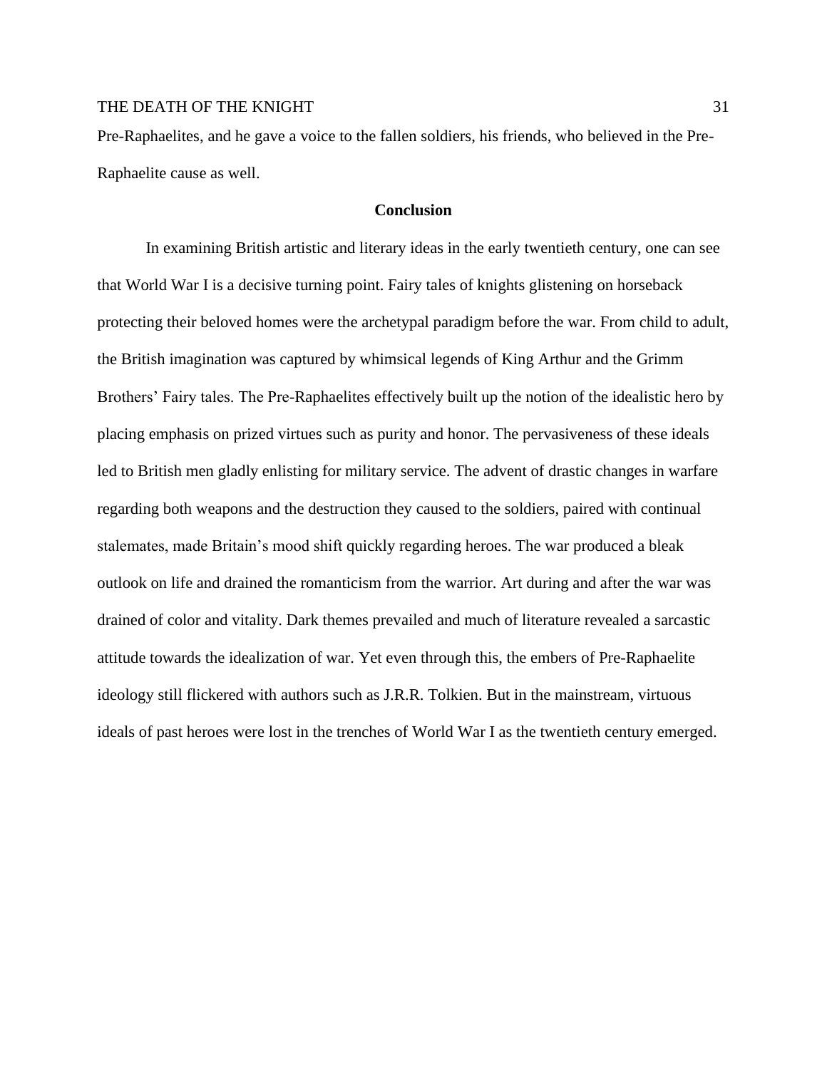Pre-Raphaelites, and he gave a voice to the fallen soldiers, his friends, who believed in the Pre-Raphaelite cause as well.

## Conclusion

In examining British artistic and literary ideas in the early twentieth century, one can see that World War I is a decisive turning point. Fairy tales of knights glistening on horseback protecting their beloved homes were the archetypal paradigm before the war. From child to adult, the British imagination was captured by whimsical legends of King Arthur and the Grimm Brothers' Fairy tales. The Pre-Raphaelites effectively built up the notion of the idealistic hero by placing emphasis on prized virtues such as purity and honor. The pervasiveness of these ideals led to British men gladly enlisting for military service. The advent of drastic changes in warfare regarding both weapons and the destruction they caused to the soldiers, paired with continual stalemates, made Britain's mood shift quickly regarding heroes. The war produced a bleak outlook on life and drained the romanticism from the warrior. Art during and after the war was drained of color and vitality. Dark themes prevailed and much of literature revealed a sarcastic attitude towards the idealization of war. Yet even through this, the embers of Pre-Raphaelite ideology still flickered with authors such as J.R.R. Tolkien. But in the mainstream, virtuous ideals of past heroes were lost in the trenches of World War I as the twentieth century emerged.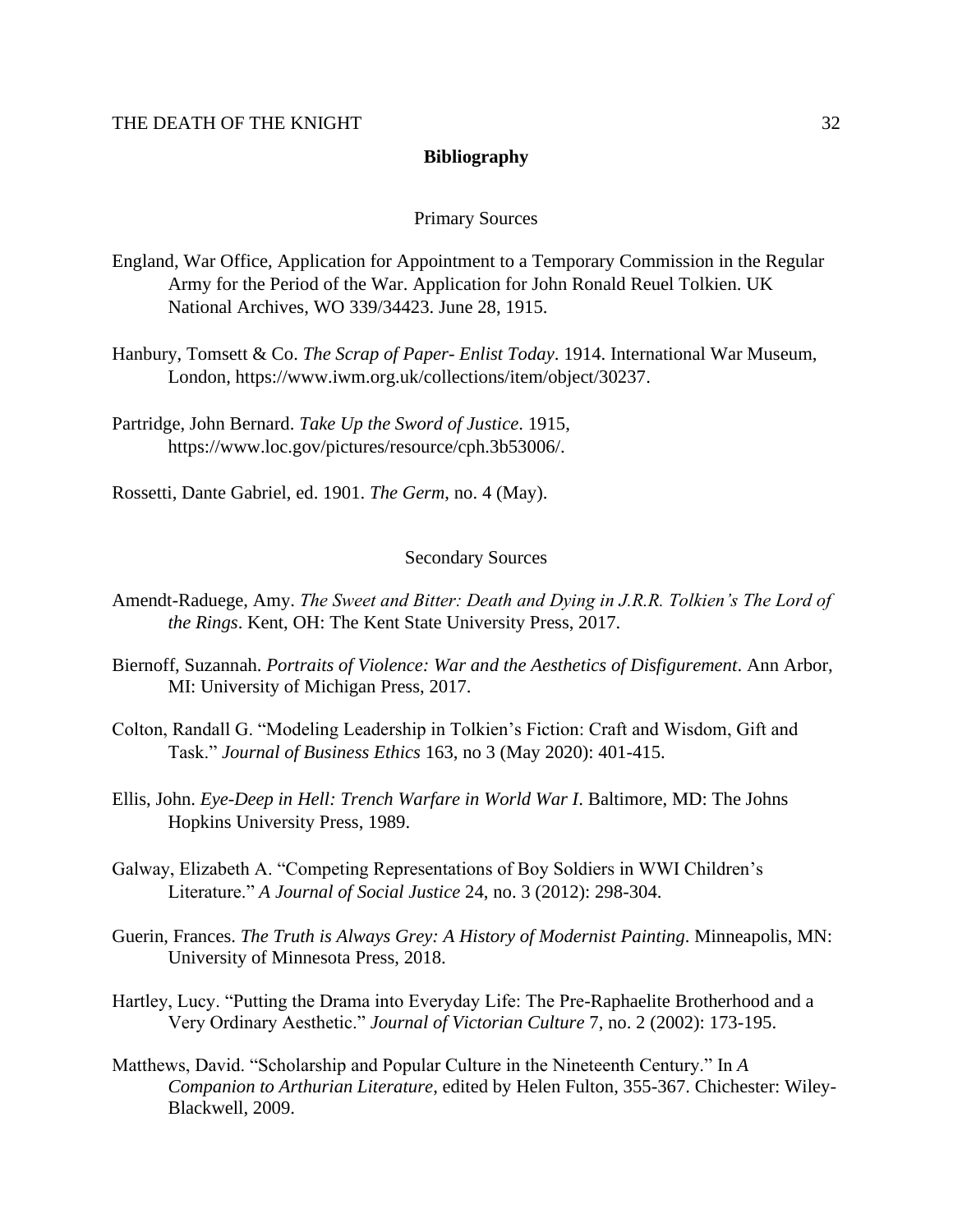# Bibliography

Primary Sources

England, War Office, Application for Appointment to a Temporary Commission in the Regular Army for the Period of the War. Application for John Ronald Reuel Tolkien. UK National Archives, WO 339/34423. June 28, 1915.

Hanbury, Tomsett & Co. *The Scrap of Paper- Enlist Today*. 1914. International War Museum, London, https://www.iwm.org.uk/collections/item/object/30237.

Partridge, John Bernard. *Take Up the Sword of Justice*. 1915, https://www.loc.gov/pictures/resource/cph.3b53006/.

Rossetti, Dante Gabriel, ed. 1901. *The Germ*, no. 4 (May).

Secondary Sources

Amendt-Raduege, Amy. *The Sweet and Bitter: Death and Dying in J.R.R. Tolkien's The Lord of the Rings*. Kent, OH: The Kent State University Press, 2017.

Biernoff, Suzannah. *Portraits of Violence: War and the Aesthetics of Disfigurement*. Ann Arbor, MI: University of Michigan Press, 2017.

Colton, Randall G. "Modeling Leadership in Tolkien's Fiction: Craft and Wisdom, Gift and Task." *Journal of Business Ethics* 163, no 3 (May 2020): 401-415.

Ellis, John. *Eye-Deep in Hell: Trench Warfare in World War I*. Baltimore, MD: The Johns Hopkins University Press, 1989.

Galway, Elizabeth A. "Competing Representations of Boy Soldiers in WWI Children's Literature." *A Journal of Social Justice* 24, no. 3 (2012): 298-304.

Guerin, Frances. *The Truth is Always Grey: A History of Modernist Painting*. Minneapolis, MN: University of Minnesota Press, 2018.

Hartley, Lucy. "Putting the Drama into Everyday Life: The Pre-Raphaelite Brotherhood and a Very Ordinary Aesthetic." *Journal of Victorian Culture* 7, no. 2 (2002): 173-195.

Matthews, David. "Scholarship and Popular Culture in the Nineteenth Century." In *A Companion to Arthurian Literature*, edited by Helen Fulton, 355-367. Chichester: Wiley-Blackwell, 2009.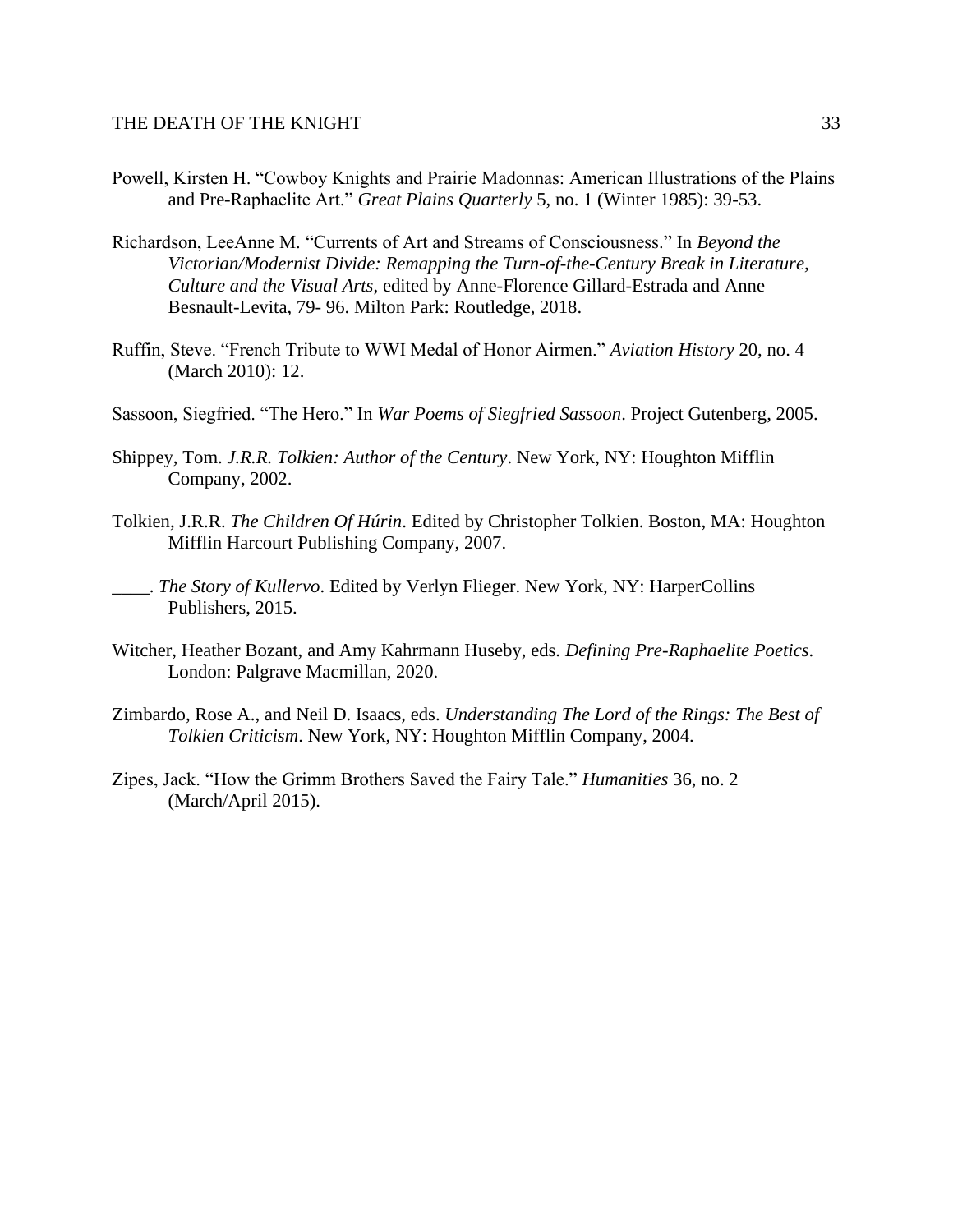Powell, Kirsten H. “Cowboy Knights and Prairie Madonnas: American Illustrations of the Plains and Pre-Raphaelite Art.” *Great Plains Quarterly* 5, no. 1 (Winter 1985): 39-53.

Richardson, LeeAnne M. “Currents of Art and Streams of Consciousness.” In *Beyond the Victorian/Modernist Divide: Remapping the Turn-of-the-Century Break in Literature, Culture and the Visual Arts*, edited by Anne-Florence Gillard-Estrada and Anne Besnault-Levita, 79- 96. Milton Park: Routledge, 2018.

Ruffin, Steve. “French Tribute to WWI Medal of Honor Airmen.” *Aviation History* 20, no. 4 (March 2010): 12.

Sassoon, Siegfried. “The Hero.” In *War Poems of Siegfried Sassoon*. Project Gutenberg, 2005.

Shippey, Tom. *J.R.R. Tolkien: Author of the Century*. New York, NY: Houghton Mifflin Company, 2002.

Tolkien, J.R.R. *The Children Of Húrin*. Edited by Christopher Tolkien. Boston, MA: Houghton Mifflin Harcourt Publishing Company, 2007.

____. *The Story of Kullervo*. Edited by Verlyn Flieger. New York, NY: HarperCollins Publishers, 2015.

Witcher, Heather Bozant, and Amy Kahrmann Huseby, eds. *Defining Pre-Raphaelite Poetics*. London: Palgrave Macmillan, 2020.

Zimbardo, Rose A., and Neil D. Isaacs, eds. *Understanding The Lord of the Rings: The Best of Tolkien Criticism*. New York, NY: Houghton Mifflin Company, 2004.

Zipes, Jack. “How the Grimm Brothers Saved the Fairy Tale.” *Humanities* 36, no. 2 (March/April 2015).